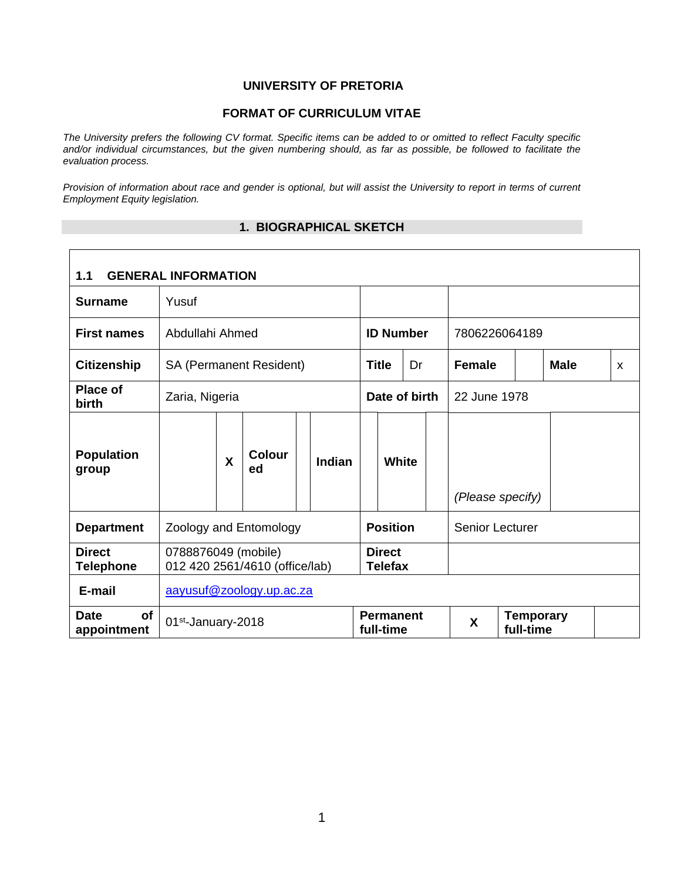**UNIVERSITY OF PRETORIA**

**FORMAT OF CURRICULUM VITAE**

*The University prefers the following CV format. Specific items can be added to or omitted to reflect Faculty specific and/or individual circumstances, but the given numbering should, as far as possible, be followed to facilitate the evaluation process.*

*Provision of information about race and gender is optional, but will assist the University to report in terms of current Employment Equity legislation.*

## 1. BIOGRAPHICAL SKETCH

### 1.1 GENERAL INFORMATION

| | | | | | | | | | | |
|---|---|---|---|---|---|---|---|---|---|---|
| **Surname** | Yusuf | | | | | | | | | |
| **First names** | Abdullahi Ahmed | | | | **ID Number** | | 7806226064189 | | | |
| **Citizenship** | SA (Permanent Resident) | | | | **Title** | Dr | **Female** | | **Male** | x |
| **Place of birth** | Zaria, Nigeria | | | | **Date of birth** | | 22 June 1978 | | | |
| **Population group** | | X | **Coloured** | | **Indian** | | **White** | | *(Please specify)* | |
| **Department** | Zoology and Entomology | | | | **Position** | | Senior Lecturer | | | |
| **Direct Telephone** | 0788876049 (mobile)<br>012 420 2561/4610 (office/lab) | | | | **Direct Telefax** | | | | | |
| **E-mail** | aayusuf@zoology.up.ac.za | | | | | | | | | |
| **Date of appointment** | 01st-January-2018 | | | | **Permanent full-time** | | X | | **Temporary full-time** | |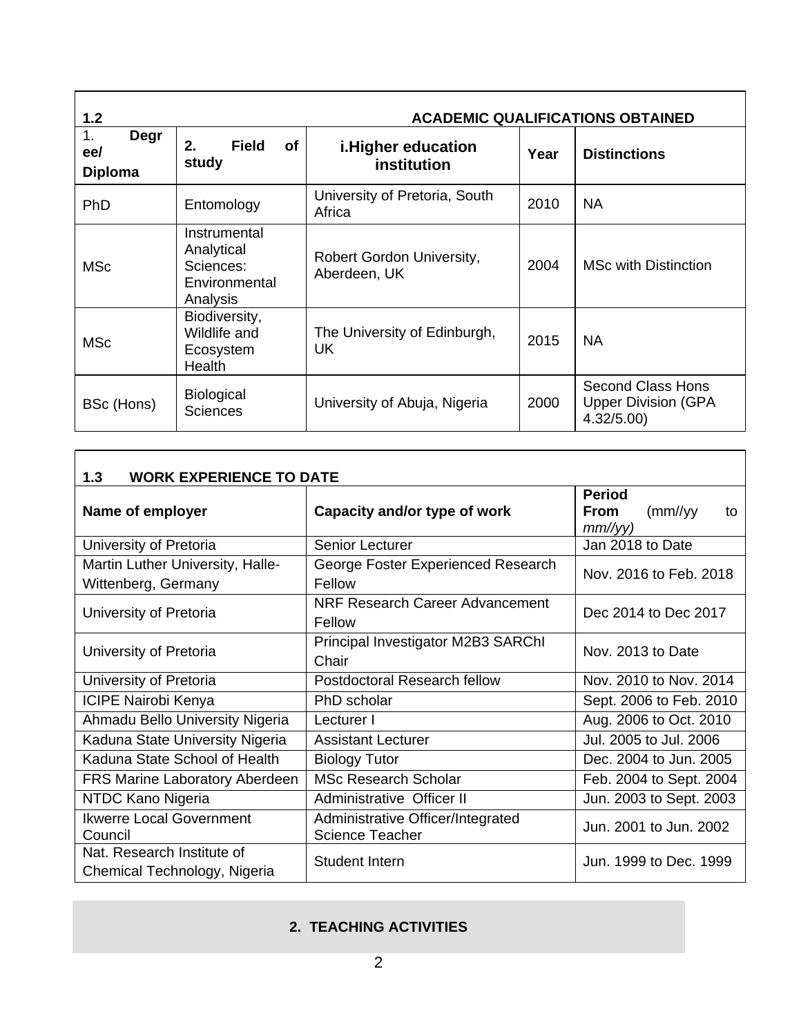## 1.2 ACADEMIC QUALIFICATIONS OBTAINED

| 1. Degree/ Diploma | 2. Field of study | i.Higher education institution | Year | Distinctions |
|---|---|---|---|---|
| PhD | Entomology | University of Pretoria, South Africa | 2010 | NA |
| MSc | Instrumental Analytical Sciences: Environmental Analysis | Robert Gordon University, Aberdeen, UK | 2004 | MSc with Distinction |
| MSc | Biodiversity, Wildlife and Ecosystem Health | The University of Edinburgh, UK | 2015 | NA |
| BSc (Hons) | Biological Sciences | University of Abuja, Nigeria | 2000 | Second Class Hons Upper Division (GPA 4.32/5.00) |

## 1.3 WORK EXPERIENCE TO DATE

| Name of employer | Capacity and/or type of work | Period From (mm//yy to *mm//yy)* |
|---|---|---|
| University of Pretoria | Senior Lecturer | Jan 2018 to Date |
| Martin Luther University, Halle-Wittenberg, Germany | George Foster Experienced Research Fellow | Nov. 2016 to Feb. 2018 |
| University of Pretoria | NRF Research Career Advancement Fellow | Dec 2014 to Dec 2017 |
| University of Pretoria | Principal Investigator M2B3 SARChI Chair | Nov. 2013 to Date |
| University of Pretoria | Postdoctoral Research fellow | Nov. 2010 to Nov. 2014 |
| ICIPE Nairobi Kenya | PhD scholar | Sept. 2006 to Feb. 2010 |
| Ahmadu Bello University Nigeria | Lecturer I | Aug. 2006 to Oct. 2010 |
| Kaduna State University Nigeria | Assistant Lecturer | Jul. 2005 to Jul. 2006 |
| Kaduna State School of Health | Biology Tutor | Dec. 2004 to Jun. 2005 |
| FRS Marine Laboratory Aberdeen | MSc Research Scholar | Feb. 2004 to Sept. 2004 |
| NTDC Kano Nigeria | Administrative Officer II | Jun. 2003 to Sept. 2003 |
| Ikwerre Local Government Council | Administrative Officer/Integrated Science Teacher | Jun. 2001 to Jun. 2002 |
| Nat. Research Institute of Chemical Technology, Nigeria | Student Intern | Jun. 1999 to Dec. 1999 |

# 2. TEACHING ACTIVITIES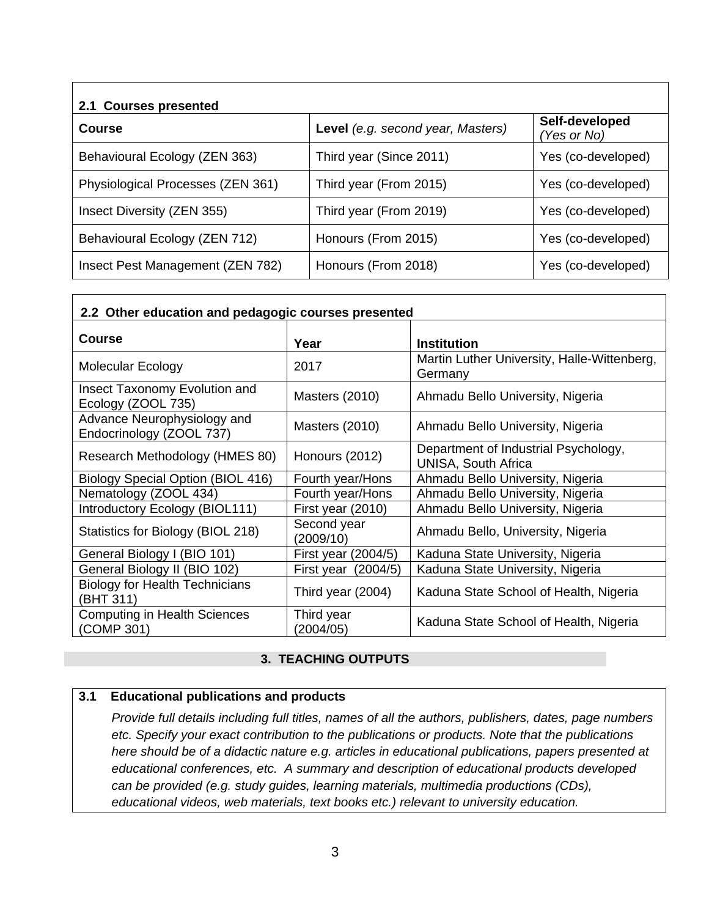**2.1 Courses presented**

| Course | **Level** *(e.g. second year, Masters)* | Self-developed *(Yes or No)* |
|---|---|---|
| Behavioural Ecology (ZEN 363) | Third year (Since 2011) | Yes (co-developed) |
| Physiological Processes (ZEN 361) | Third year (From 2015) | Yes (co-developed) |
| Insect Diversity (ZEN 355) | Third year (From 2019) | Yes (co-developed) |
| Behavioural Ecology (ZEN 712) | Honours (From 2015) | Yes (co-developed) |
| Insect Pest Management (ZEN 782) | Honours (From 2018) | Yes (co-developed) |

**2.2 Other education and pedagogic courses presented**

| Course | Year | Institution |
|---|---|---|
| Molecular Ecology | 2017 | Martin Luther University, Halle-Wittenberg, Germany |
| Insect Taxonomy Evolution and Ecology (ZOOL 735) | Masters (2010) | Ahmadu Bello University, Nigeria |
| Advance Neurophysiology and Endocrinology (ZOOL 737) | Masters (2010) | Ahmadu Bello University, Nigeria |
| Research Methodology (HMES 80) | Honours (2012) | Department of Industrial Psychology, UNISA, South Africa |
| Biology Special Option (BIOL 416) | Fourth year/Hons | Ahmadu Bello University, Nigeria |
| Nematology (ZOOL 434) | Fourth year/Hons | Ahmadu Bello University, Nigeria |
| Introductory Ecology (BIOL111) | First year (2010) | Ahmadu Bello University, Nigeria |
| Statistics for Biology (BIOL 218) | Second year (2009/10) | Ahmadu Bello, University, Nigeria |
| General Biology I (BIO 101) | First year (2004/5) | Kaduna State University, Nigeria |
| General Biology II (BIO 102) | First year (2004/5) | Kaduna State University, Nigeria |
| Biology for Health Technicians (BHT 311) | Third year (2004) | Kaduna State School of Health, Nigeria |
| Computing in Health Sciences (COMP 301) | Third year (2004/05) | Kaduna State School of Health, Nigeria |

## 3. TEACHING OUTPUTS

### 3.1 Educational publications and products

*Provide full details including full titles, names of all the authors, publishers, dates, page numbers etc. Specify your exact contribution to the publications or products. Note that the publications here should be of a didactic nature e.g. articles in educational publications, papers presented at educational conferences, etc. A summary and description of educational products developed can be provided (e.g. study guides, learning materials, multimedia productions (CDs), educational videos, web materials, text books etc.) relevant to university education.*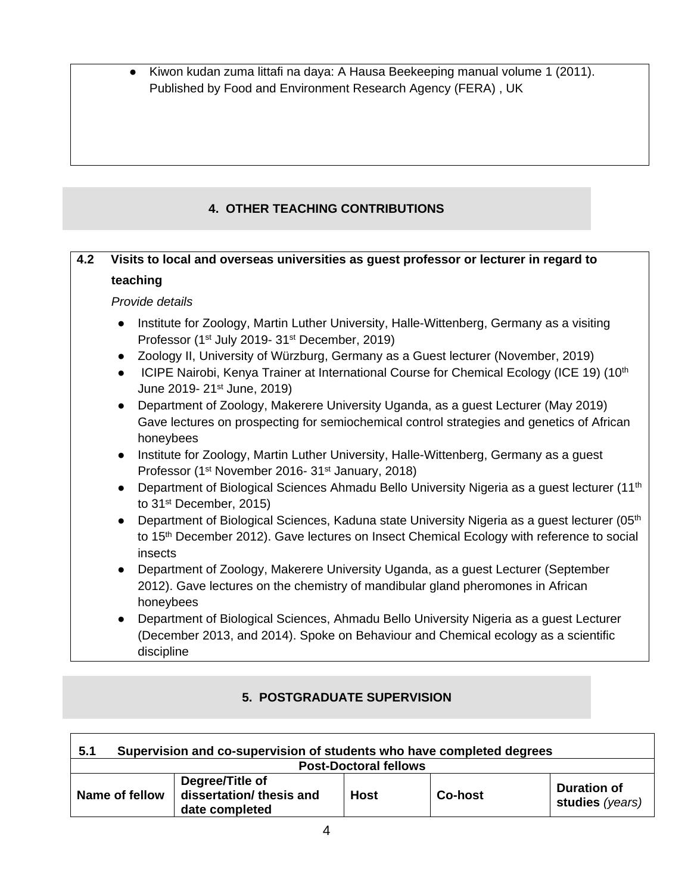- Kiwon kudan zuma littafi na daya: A Hausa Beekeeping manual volume 1 (2011). Published by Food and Environment Research Agency (FERA) , UK

## 4. OTHER TEACHING CONTRIBUTIONS

**4.2 Visits to local and overseas universities as guest professor or lecturer in regard to teaching**

*Provide details*

- Institute for Zoology, Martin Luther University, Halle-Wittenberg, Germany as a visiting Professor (1st July 2019- 31st December, 2019)
- Zoology II, University of Würzburg, Germany as a Guest lecturer (November, 2019)
- ICIPE Nairobi, Kenya Trainer at International Course for Chemical Ecology (ICE 19) (10th June 2019- 21st June, 2019)
- Department of Zoology, Makerere University Uganda, as a guest Lecturer (May 2019) Gave lectures on prospecting for semiochemical control strategies and genetics of African honeybees
- Institute for Zoology, Martin Luther University, Halle-Wittenberg, Germany as a guest Professor (1st November 2016- 31st January, 2018)
- Department of Biological Sciences Ahmadu Bello University Nigeria as a guest lecturer (11th to 31st December, 2015)
- Department of Biological Sciences, Kaduna state University Nigeria as a guest lecturer (05th to 15th December 2012). Gave lectures on Insect Chemical Ecology with reference to social insects
- Department of Zoology, Makerere University Uganda, as a guest Lecturer (September 2012). Gave lectures on the chemistry of mandibular gland pheromones in African honeybees
- Department of Biological Sciences, Ahmadu Bello University Nigeria as a guest Lecturer (December 2013, and 2014). Spoke on Behaviour and Chemical ecology as a scientific discipline

## 5. POSTGRADUATE SUPERVISION

**5.1 Supervision and co-supervision of students who have completed degrees**

**Post-Doctoral fellows**

| Name of fellow | Degree/Title of dissertation/ thesis and date completed | Host | Co-host | Duration of studies *(years)* |
|---|---|---|---|---|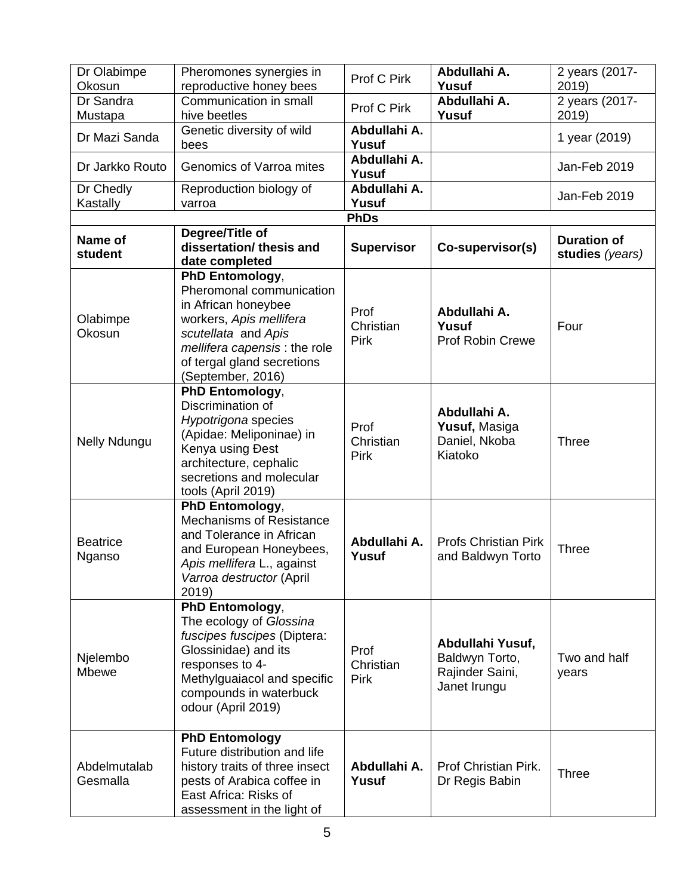| | | | | |
|---|---|---|---|---|
| Dr Olabimpe Okosun | Pheromones synergies in reproductive honey bees | Prof C Pirk | **Abdullahi A. Yusuf** | 2 years (2017-2019) |
| Dr Sandra Mustapa | Communication in small hive beetles | Prof C Pirk | **Abdullahi A. Yusuf** | 2 years (2017-2019) |
| Dr Mazi Sanda | Genetic diversity of wild bees | **Abdullahi A. Yusuf** | | 1 year (2019) |
| Dr Jarkko Routo | Genomics of Varroa mites | **Abdullahi A. Yusuf** | | Jan-Feb 2019 |
| Dr Chedly Kastally | Reproduction biology of varroa | **Abdullahi A. Yusuf** | | Jan-Feb 2019 |
| **PhDs** | | | | |
| **Name of student** | **Degree/Title of dissertation/ thesis and date completed** | **Supervisor** | **Co-supervisor(s)** | **Duration of studies** *(years)* |
| Olabimpe Okosun | **PhD Entomology**, Pheromonal communication in African honeybee workers, *Apis mellifera scutellata* and *Apis mellifera capensis* : the role of tergal gland secretions (September, 2016) | Prof Christian Pirk | **Abdullahi A. Yusuf** Prof Robin Crewe | Four |
| Nelly Ndungu | **PhD Entomology**, Discrimination of *Hypotrigona* species (Apidae: Meliponinae) in Kenya using Ɖest architecture, cephalic secretions and molecular tools (April 2019) | Prof Christian Pirk | **Abdullahi A. Yusuf,** Masiga Daniel, Nkoba Kiatoko | Three |
| Beatrice Nganso | **PhD Entomology**, Mechanisms of Resistance and Tolerance in African and European Honeybees, *Apis mellifera* L., against *Varroa destructor* (April 2019) | **Abdullahi A. Yusuf** | Profs Christian Pirk and Baldwyn Torto | Three |
| Njelembo Mbewe | **PhD Entomology**, The ecology of *Glossina fuscipes fuscipes* (Diptera: Glossinidae) and its responses to 4-Methylguaiacol and specific compounds in waterbuck odour (April 2019) | Prof Christian Pirk | **Abdullahi Yusuf,** Baldwyn Torto, Rajinder Saini, Janet Irungu | Two and half years |
| Abdelmutalab Gesmalla | **PhD Entomology** Future distribution and life history traits of three insect pests of Arabica coffee in East Africa: Risks of assessment in the light of | **Abdullahi A. Yusuf** | Prof Christian Pirk. Dr Regis Babin | Three |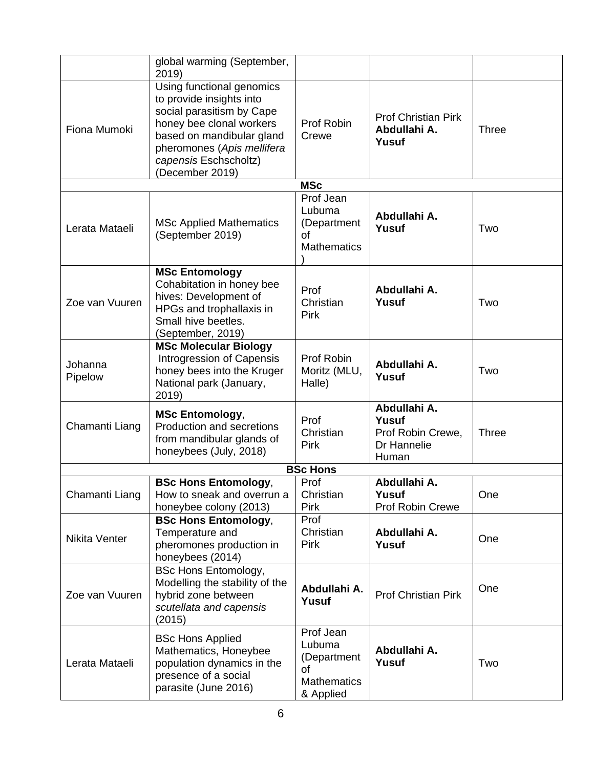| | | | | |
|---|---|---|---|---|
| | global warming (September, 2019) | | | |
| Fiona Mumoki | Using functional genomics to provide insights into social parasitism by Cape honey bee clonal workers based on mandibular gland pheromones (*Apis mellifera capensis* Eschscholtz) (December 2019) | Prof Robin Crewe | Prof Christian Pirk **Abdullahi A. Yusuf** | Three |
| | | **MSc** | | |
| Lerata Mataeli | MSc Applied Mathematics (September 2019) | Prof Jean Lubuma (Department of Mathematics ) | **Abdullahi A. Yusuf** | Two |
| Zoe van Vuuren | **MSc Entomology** Cohabitation in honey bee hives: Development of HPGs and trophallaxis in Small hive beetles. (September, 2019) | Prof Christian Pirk | **Abdullahi A. Yusuf** | Two |
| Johanna Pipelow | **MSc Molecular Biology** Introgression of Capensis honey bees into the Kruger National park (January, 2019) | Prof Robin Moritz (MLU, Halle) | **Abdullahi A. Yusuf** | Two |
| Chamanti Liang | **MSc Entomology**, Production and secretions from mandibular glands of honeybees (July, 2018) | Prof Christian Pirk | **Abdullahi A. Yusuf** Prof Robin Crewe, Dr Hannelie Human | Three |
| | | **BSc Hons** | | |
| Chamanti Liang | **BSc Hons Entomology**, How to sneak and overrun a honeybee colony (2013) | Prof Christian Pirk | **Abdullahi A. Yusuf** Prof Robin Crewe | One |
| Nikita Venter | **BSc Hons Entomology**, Temperature and pheromones production in honeybees (2014) | Prof Christian Pirk | **Abdullahi A. Yusuf** | One |
| Zoe van Vuuren | BSc Hons Entomology, Modelling the stability of the hybrid zone between *scutellata and capensis* (2015) | **Abdullahi A. Yusuf** | Prof Christian Pirk | One |
| Lerata Mataeli | BSc Hons Applied Mathematics, Honeybee population dynamics in the presence of a social parasite (June 2016) | Prof Jean Lubuma (Department of Mathematics & Applied | **Abdullahi A. Yusuf** | Two |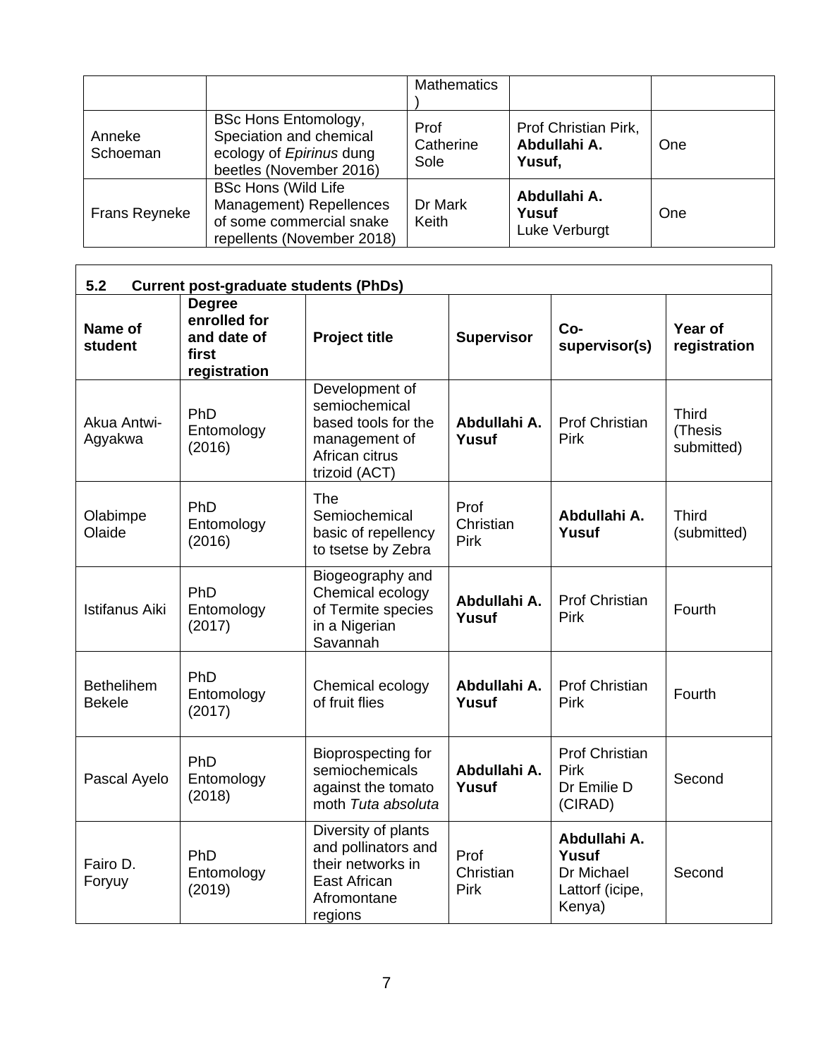| | | Mathematics ) | | |
|---|---|---|---|---|
| Anneke Schoeman | BSc Hons Entomology, Speciation and chemical ecology of *Epirinus* dung beetles (November 2016) | Prof Catherine Sole | Prof Christian Pirk, **Abdullahi A. Yusuf,** | One |
| Frans Reyneke | BSc Hons (Wild Life Management) Repellences of some commercial snake repellents (November 2018) | Dr Mark Keith | **Abdullahi A. Yusuf** Luke Verburgt | One |

**5.2 Current post-graduate students (PhDs)**

| Name of student | Degree enrolled for and date of first registration | Project title | Supervisor | Co-supervisor(s) | Year of registration |
|---|---|---|---|---|---|
| Akua Antwi-Agyakwa | PhD Entomology (2016) | Development of semiochemical based tools for the management of African citrus trizoid (ACT) | **Abdullahi A. Yusuf** | Prof Christian Pirk | Third (Thesis submitted) |
| Olabimpe Olaide | PhD Entomology (2016) | The Semiochemical basic of repellency to tsetse by Zebra | Prof Christian Pirk | **Abdullahi A. Yusuf** | Third (submitted) |
| Istifanus Aiki | PhD Entomology (2017) | Biogeography and Chemical ecology of Termite species in a Nigerian Savannah | **Abdullahi A. Yusuf** | Prof Christian Pirk | Fourth |
| Bethelihem Bekele | PhD Entomology (2017) | Chemical ecology of fruit flies | **Abdullahi A. Yusuf** | Prof Christian Pirk | Fourth |
| Pascal Ayelo | PhD Entomology (2018) | Bioprospecting for semiochemicals against the tomato moth *Tuta absoluta* | **Abdullahi A. Yusuf** | Prof Christian Pirk Dr Emilie D (CIRAD) | Second |
| Fairo D. Foryuy | PhD Entomology (2019) | Diversity of plants and pollinators and their networks in East African Afromontane regions | Prof Christian Pirk | **Abdullahi A. Yusuf** Dr Michael Lattorf (icipe, Kenya) | Second |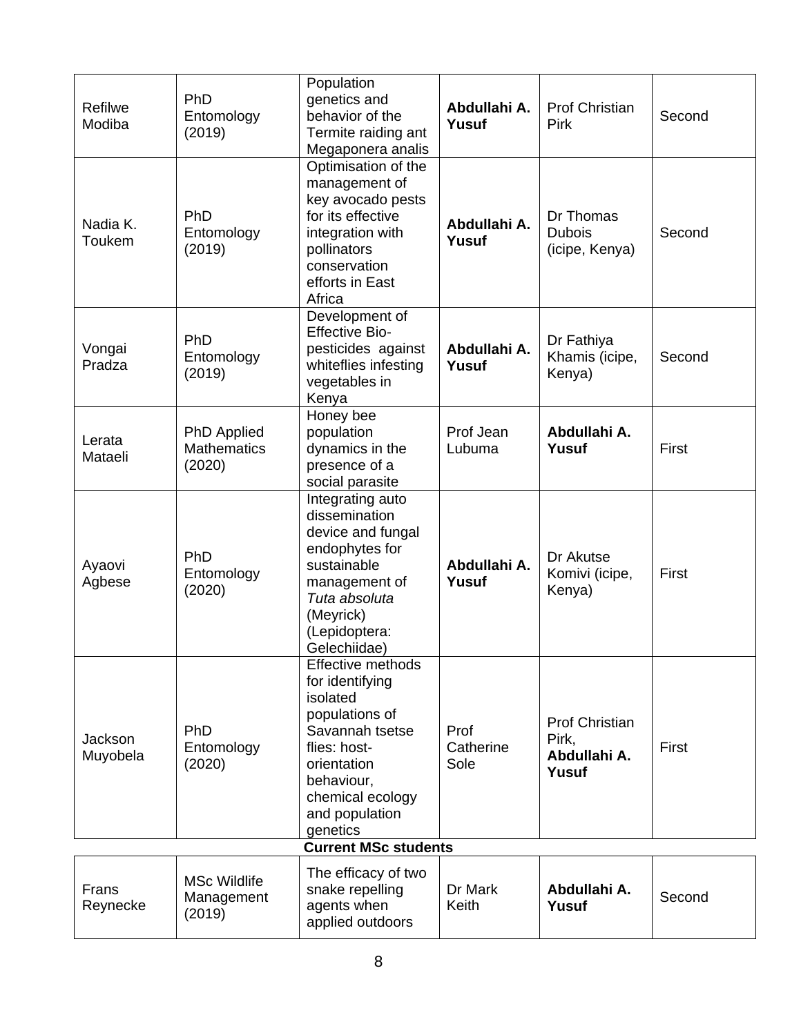| | | | | | |
|---|---|---|---|---|---|
| Refilwe Modiba | PhD Entomology (2019) | Population genetics and behavior of the Termite raiding ant Megaponera analis | **Abdullahi A. Yusuf** | Prof Christian Pirk | Second |
| Nadia K. Toukem | PhD Entomology (2019) | Optimisation of the management of key avocado pests for its effective integration with pollinators conservation efforts in East Africa | **Abdullahi A. Yusuf** | Dr Thomas Dubois (icipe, Kenya) | Second |
| Vongai Pradza | PhD Entomology (2019) | Development of Effective Bio-pesticides against whiteflies infesting vegetables in Kenya | **Abdullahi A. Yusuf** | Dr Fathiya Khamis (icipe, Kenya) | Second |
| Lerata Mataeli | PhD Applied Mathematics (2020) | Honey bee population dynamics in the presence of a social parasite | Prof Jean Lubuma | **Abdullahi A. Yusuf** | First |
| Ayaovi Agbese | PhD Entomology (2020) | Integrating auto dissemination device and fungal endophytes for sustainable management of *Tuta absoluta* (Meyrick) (Lepidoptera: Gelechiidae) | **Abdullahi A. Yusuf** | Dr Akutse Komivi (icipe, Kenya) | First |
| Jackson Muyobela | PhD Entomology (2020) | Effective methods for identifying isolated populations of Savannah tsetse flies: host-orientation behaviour, chemical ecology and population genetics | Prof Catherine Sole | Prof Christian Pirk, **Abdullahi A. Yusuf** | First |

**Current MSc students**

| | | | | | |
|---|---|---|---|---|---|
| Frans Reynecke | MSc Wildlife Management (2019) | The efficacy of two snake repelling agents when applied outdoors | Dr Mark Keith | **Abdullahi A. Yusuf** | Second |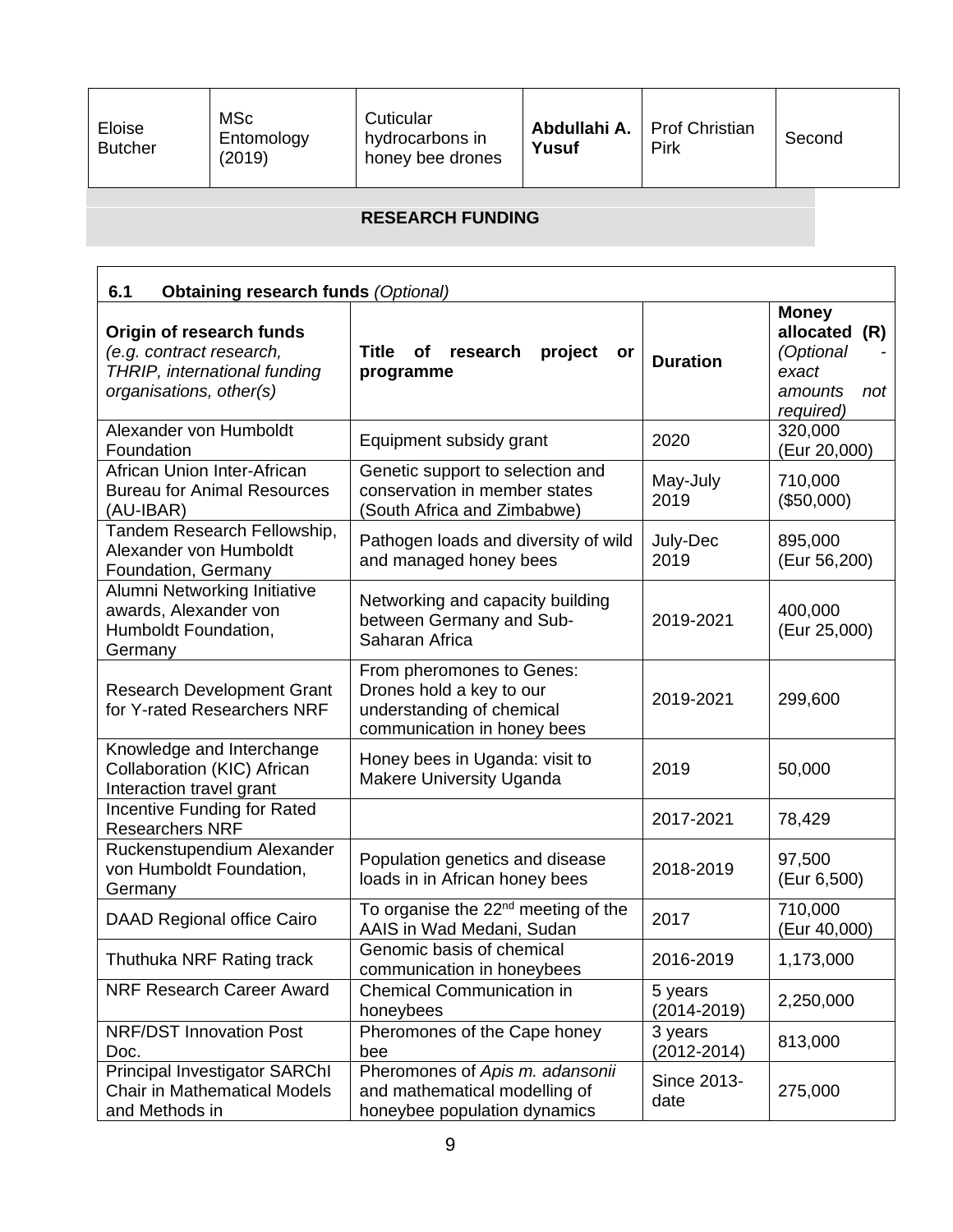| Eloise Butcher | MSc Entomology (2019) | Cuticular hydrocarbons in honey bee drones | **Abdullahi A. Yusuf** | Prof Christian Pirk | Second |
|---|---|---|---|---|---|

## RESEARCH FUNDING

| **6.1 Obtaining research funds** *(Optional)* | | | |
|---|---|---|---|
| **Origin of research funds** *(e.g. contract research, THRIP, international funding organisations, other(s)* | **Title of research project or programme** | **Duration** | **Money allocated (R)** *(Optional - exact amounts not required)* |
| Alexander von Humboldt Foundation | Equipment subsidy grant | 2020 | 320,000 (Eur 20,000) |
| African Union Inter-African Bureau for Animal Resources (AU-IBAR) | Genetic support to selection and conservation in member states (South Africa and Zimbabwe) | May-July 2019 | 710,000 ($50,000) |
| Tandem Research Fellowship, Alexander von Humboldt Foundation, Germany | Pathogen loads and diversity of wild and managed honey bees | July-Dec 2019 | 895,000 (Eur 56,200) |
| Alumni Networking Initiative awards, Alexander von Humboldt Foundation, Germany | Networking and capacity building between Germany and Sub-Saharan Africa | 2019-2021 | 400,000 (Eur 25,000) |
| Research Development Grant for Y-rated Researchers NRF | From pheromones to Genes: Drones hold a key to our understanding of chemical communication in honey bees | 2019-2021 | 299,600 |
| Knowledge and Interchange Collaboration (KIC) African Interaction travel grant | Honey bees in Uganda: visit to Makere University Uganda | 2019 | 50,000 |
| Incentive Funding for Rated Researchers NRF | | 2017-2021 | 78,429 |
| Ruckenstupendium Alexander von Humboldt Foundation, Germany | Population genetics and disease loads in in African honey bees | 2018-2019 | 97,500 (Eur 6,500) |
| DAAD Regional office Cairo | To organise the 22nd meeting of the AAIS in Wad Medani, Sudan | 2017 | 710,000 (Eur 40,000) |
| Thuthuka NRF Rating track | Genomic basis of chemical communication in honeybees | 2016-2019 | 1,173,000 |
| NRF Research Career Award | Chemical Communication in honeybees | 5 years (2014-2019) | 2,250,000 |
| NRF/DST Innovation Post Doc. | Pheromones of the Cape honey bee | 3 years (2012-2014) | 813,000 |
| Principal Investigator SARChI Chair in Mathematical Models and Methods in | Pheromones of *Apis m. adansonii* and mathematical modelling of honeybee population dynamics | Since 2013-date | 275,000 |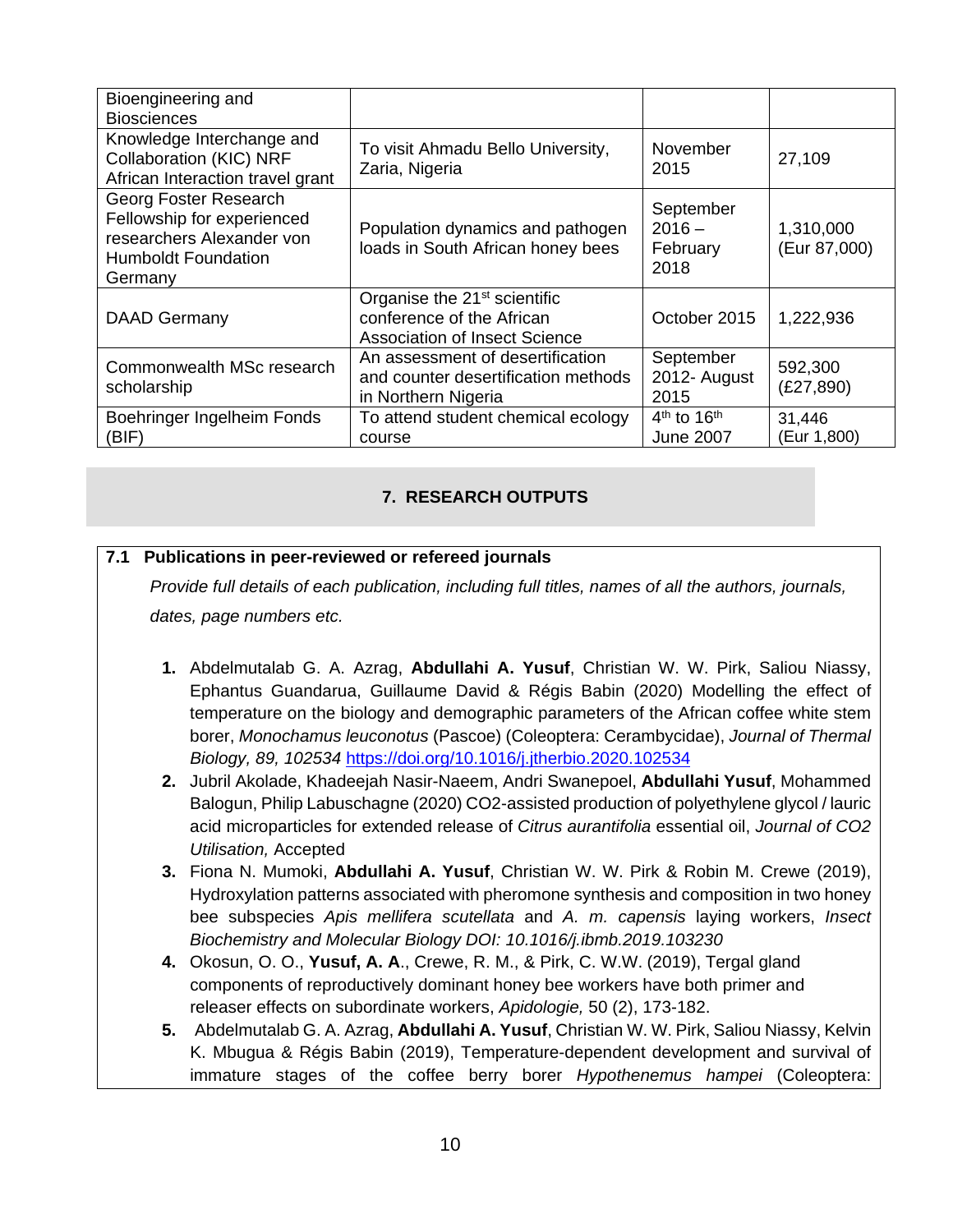| Bioengineering and Biosciences | | | |
|---|---|---|---|
| Knowledge Interchange and Collaboration (KIC) NRF African Interaction travel grant | To visit Ahmadu Bello University, Zaria, Nigeria | November 2015 | 27,109 |
| Georg Foster Research Fellowship for experienced researchers Alexander von Humboldt Foundation Germany | Population dynamics and pathogen loads in South African honey bees | September 2016 – February 2018 | 1,310,000 (Eur 87,000) |
| DAAD Germany | Organise the 21st scientific conference of the African Association of Insect Science | October 2015 | 1,222,936 |
| Commonwealth MSc research scholarship | An assessment of desertification and counter desertification methods in Northern Nigeria | September 2012- August 2015 | 592,300 (£27,890) |
| Boehringer Ingelheim Fonds (BIF) | To attend student chemical ecology course | 4th to 16th June 2007 | 31,446 (Eur 1,800) |

## 7. RESEARCH OUTPUTS

### 7.1 Publications in peer-reviewed or refereed journals

*Provide full details of each publication, including full titles, names of all the authors, journals, dates, page numbers etc.*

1. Abdelmutalab G. A. Azrag, **Abdullahi A. Yusuf**, Christian W. W. Pirk, Saliou Niassy, Ephantus Guandarua, Guillaume David & Régis Babin (2020) Modelling the effect of temperature on the biology and demographic parameters of the African coffee white stem borer, *Monochamus leuconotus* (Pascoe) (Coleoptera: Cerambycidae), *Journal of Thermal Biology, 89, 102534* https://doi.org/10.1016/j.jtherbio.2020.102534
2. Jubril Akolade, Khadeejah Nasir-Naeem, Andri Swanepoel, **Abdullahi Yusuf**, Mohammed Balogun, Philip Labuschagne (2020) CO2-assisted production of polyethylene glycol / lauric acid microparticles for extended release of *Citrus aurantifolia* essential oil, *Journal of CO2 Utilisation,* Accepted
3. Fiona N. Mumoki, **Abdullahi A. Yusuf**, Christian W. W. Pirk & Robin M. Crewe (2019), Hydroxylation patterns associated with pheromone synthesis and composition in two honey bee subspecies *Apis mellifera scutellata* and *A. m. capensis* laying workers, *Insect Biochemistry and Molecular Biology DOI: 10.1016/j.ibmb.2019.103230*
4. Okosun, O. O., **Yusuf, A. A**., Crewe, R. M., & Pirk, C. W.W. (2019), Tergal gland components of reproductively dominant honey bee workers have both primer and releaser effects on subordinate workers, *Apidologie,* 50 (2), 173-182.
5. Abdelmutalab G. A. Azrag, **Abdullahi A. Yusuf**, Christian W. W. Pirk, Saliou Niassy, Kelvin K. Mbugua & Régis Babin (2019), Temperature-dependent development and survival of immature stages of the coffee berry borer *Hypothenemus hampei* (Coleoptera: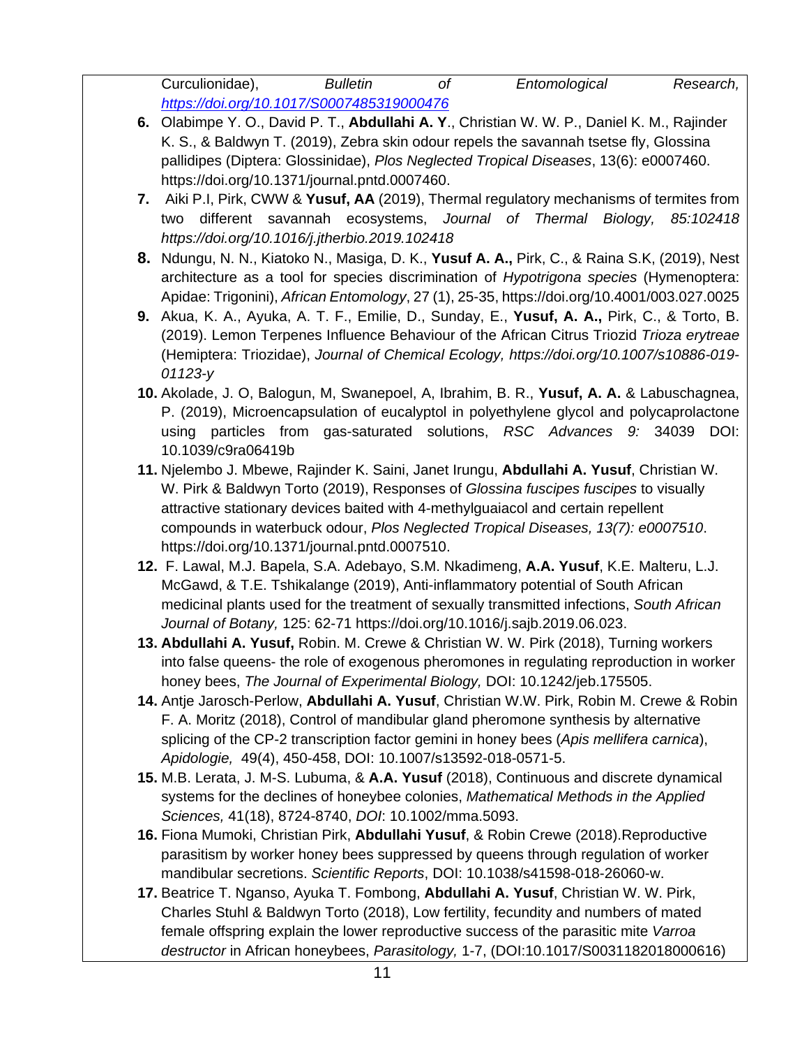Curculionidae), *Bulletin of Entomological Research*, *https://doi.org/10.1017/S0007485319000476*

6. Olabimpe Y. O., David P. T., **Abdullahi A. Y**., Christian W. W. P., Daniel K. M., Rajinder K. S., & Baldwyn T. (2019), Zebra skin odour repels the savannah tsetse fly, Glossina pallidipes (Diptera: Glossinidae), *Plos Neglected Tropical Diseases*, 13(6): e0007460. https://doi.org/10.1371/journal.pntd.0007460.
7. Aiki P.I, Pirk, CWW & **Yusuf, AA** (2019), Thermal regulatory mechanisms of termites from two different savannah ecosystems, *Journal of Thermal Biology, 85:102418 https://doi.org/10.1016/j.jtherbio.2019.102418*
8. Ndungu, N. N., Kiatoko N., Masiga, D. K., **Yusuf A. A.,** Pirk, C., & Raina S.K, (2019), Nest architecture as a tool for species discrimination of *Hypotrigona species* (Hymenoptera: Apidae: Trigonini), *African Entomology*, 27 (1), 25-35, https://doi.org/10.4001/003.027.0025
9. Akua, K. A., Ayuka, A. T. F., Emilie, D., Sunday, E., **Yusuf, A. A.,** Pirk, C., & Torto, B. (2019). Lemon Terpenes Influence Behaviour of the African Citrus Triozid *Trioza erytreae* (Hemiptera: Triozidae), *Journal of Chemical Ecology, https://doi.org/10.1007/s10886-019-01123-y*
10. Akolade, J. O, Balogun, M, Swanepoel, A, Ibrahim, B. R., **Yusuf, A. A.** & Labuschagnea, P. (2019), Microencapsulation of eucalyptol in polyethylene glycol and polycaprolactone using particles from gas-saturated solutions, *RSC Advances 9:* 34039 DOI: 10.1039/c9ra06419b
11. Njelembo J. Mbewe, Rajinder K. Saini, Janet Irungu, **Abdullahi A. Yusuf**, Christian W. W. Pirk & Baldwyn Torto (2019), Responses of *Glossina fuscipes fuscipes* to visually attractive stationary devices baited with 4-methylguaiacol and certain repellent compounds in waterbuck odour, *Plos Neglected Tropical Diseases, 13(7): e0007510*. https://doi.org/10.1371/journal.pntd.0007510.
12. F. Lawal, M.J. Bapela, S.A. Adebayo, S.M. Nkadimeng, **A.A. Yusuf**, K.E. Malteru, L.J. McGawd, & T.E. Tshikalange (2019), Anti-inflammatory potential of South African medicinal plants used for the treatment of sexually transmitted infections, *South African Journal of Botany,* 125: 62-71 https://doi.org/10.1016/j.sajb.2019.06.023.
13. **Abdullahi A. Yusuf,** Robin. M. Crewe & Christian W. W. Pirk (2018), Turning workers into false queens- the role of exogenous pheromones in regulating reproduction in worker honey bees, *The Journal of Experimental Biology,* DOI: 10.1242/jeb.175505.
14. Antje Jarosch-Perlow, **Abdullahi A. Yusuf**, Christian W.W. Pirk, Robin M. Crewe & Robin F. A. Moritz (2018), Control of mandibular gland pheromone synthesis by alternative splicing of the CP-2 transcription factor gemini in honey bees (*Apis mellifera carnica*), *Apidologie,* 49(4), 450-458, DOI: 10.1007/s13592-018-0571-5.
15. M.B. Lerata, J. M-S. Lubuma, & **A.A. Yusuf** (2018), Continuous and discrete dynamical systems for the declines of honeybee colonies, *Mathematical Methods in the Applied Sciences,* 41(18), 8724-8740, *DOI*: 10.1002/mma.5093.
16. Fiona Mumoki, Christian Pirk, **Abdullahi Yusuf**, & Robin Crewe (2018).Reproductive parasitism by worker honey bees suppressed by queens through regulation of worker mandibular secretions. *Scientific Reports*, DOI: 10.1038/s41598-018-26060-w.
17. Beatrice T. Nganso, Ayuka T. Fombong, **Abdullahi A. Yusuf**, Christian W. W. Pirk, Charles Stuhl & Baldwyn Torto (2018), Low fertility, fecundity and numbers of mated female offspring explain the lower reproductive success of the parasitic mite *Varroa destructor* in African honeybees, *Parasitology,* 1-7, (DOI:10.1017/S0031182018000616)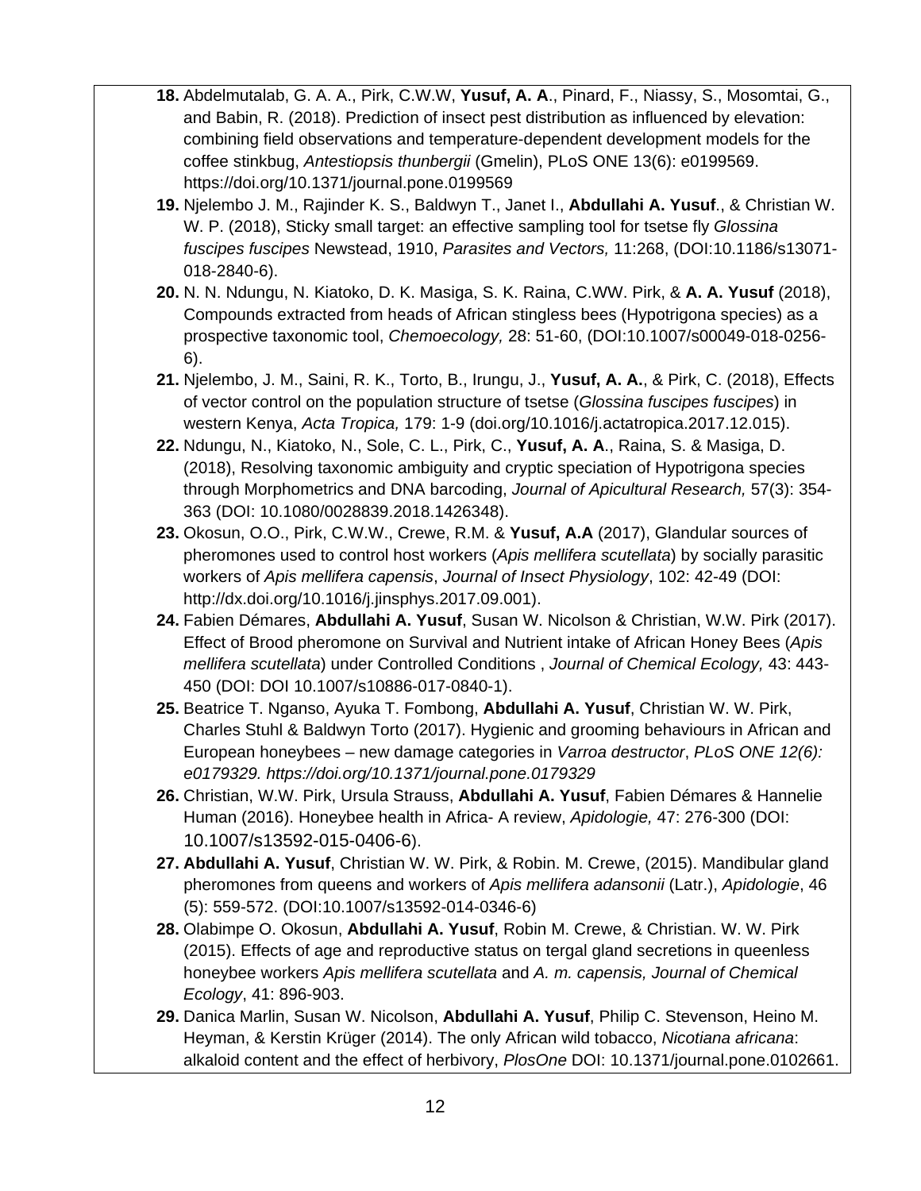**18.** Abdelmutalab, G. A. A., Pirk, C.W.W, **Yusuf, A. A**., Pinard, F., Niassy, S., Mosomtai, G., and Babin, R. (2018). Prediction of insect pest distribution as influenced by elevation: combining field observations and temperature-dependent development models for the coffee stinkbug, *Antestiopsis thunbergii* (Gmelin), PLoS ONE 13(6): e0199569. https://doi.org/10.1371/journal.pone.0199569

**19.** Njelembo J. M., Rajinder K. S., Baldwyn T., Janet I., **Abdullahi A. Yusuf**., & Christian W. W. P. (2018), Sticky small target: an effective sampling tool for tsetse fly *Glossina fuscipes fuscipes* Newstead, 1910, *Parasites and Vectors,* 11:268, (DOI:10.1186/s13071-018-2840-6).

**20.** N. N. Ndungu, N. Kiatoko, D. K. Masiga, S. K. Raina, C.WW. Pirk, & **A. A. Yusuf** (2018), Compounds extracted from heads of African stingless bees (Hypotrigona species) as a prospective taxonomic tool, *Chemoecology,* 28: 51-60, (DOI:10.1007/s00049-018-0256-6).

**21.** Njelembo, J. M., Saini, R. K., Torto, B., Irungu, J., **Yusuf, A. A.**, & Pirk, C. (2018), Effects of vector control on the population structure of tsetse (*Glossina fuscipes fuscipes*) in western Kenya, *Acta Tropica,* 179: 1-9 (doi.org/10.1016/j.actatropica.2017.12.015).

**22.** Ndungu, N., Kiatoko, N., Sole, C. L., Pirk, C., **Yusuf, A. A**., Raina, S. & Masiga, D. (2018), Resolving taxonomic ambiguity and cryptic speciation of Hypotrigona species through Morphometrics and DNA barcoding, *Journal of Apicultural Research,* 57(3): 354-363 (DOI: 10.1080/0028839.2018.1426348).

**23.** Okosun, O.O., Pirk, C.W.W., Crewe, R.M. & **Yusuf, A.A** (2017), Glandular sources of pheromones used to control host workers (*Apis mellifera scutellata*) by socially parasitic workers of *Apis mellifera capensis*, *Journal of Insect Physiology*, 102: 42-49 (DOI: http://dx.doi.org/10.1016/j.jinsphys.2017.09.001).

**24.** Fabien Démares, **Abdullahi A. Yusuf**, Susan W. Nicolson & Christian, W.W. Pirk (2017). Effect of Brood pheromone on Survival and Nutrient intake of African Honey Bees (*Apis mellifera scutellata*) under Controlled Conditions , *Journal of Chemical Ecology,* 43: 443-450 (DOI: DOI 10.1007/s10886-017-0840-1).

**25.** Beatrice T. Nganso, Ayuka T. Fombong, **Abdullahi A. Yusuf**, Christian W. W. Pirk, Charles Stuhl & Baldwyn Torto (2017). Hygienic and grooming behaviours in African and European honeybees – new damage categories in *Varroa destructor*, *PLoS ONE 12(6): e0179329. https://doi.org/10.1371/journal.pone.0179329*

**26.** Christian, W.W. Pirk, Ursula Strauss, **Abdullahi A. Yusuf**, Fabien Démares & Hannelie Human (2016). Honeybee health in Africa- A review, *Apidologie,* 47: 276-300 (DOI: 10.1007/s13592-015-0406-6).

**27.** **Abdullahi A. Yusuf**, Christian W. W. Pirk, & Robin. M. Crewe, (2015). Mandibular gland pheromones from queens and workers of *Apis mellifera adansonii* (Latr.), *Apidologie*, 46 (5): 559-572. (DOI:10.1007/s13592-014-0346-6)

**28.** Olabimpe O. Okosun, **Abdullahi A. Yusuf**, Robin M. Crewe, & Christian. W. W. Pirk (2015). Effects of age and reproductive status on tergal gland secretions in queenless honeybee workers *Apis mellifera scutellata* and *A. m. capensis, Journal of Chemical Ecology*, 41: 896-903.

**29.** Danica Marlin, Susan W. Nicolson, **Abdullahi A. Yusuf**, Philip C. Stevenson, Heino M. Heyman, & Kerstin Krüger (2014). The only African wild tobacco, *Nicotiana africana*: alkaloid content and the effect of herbivory, *PlosOne* DOI: 10.1371/journal.pone.0102661.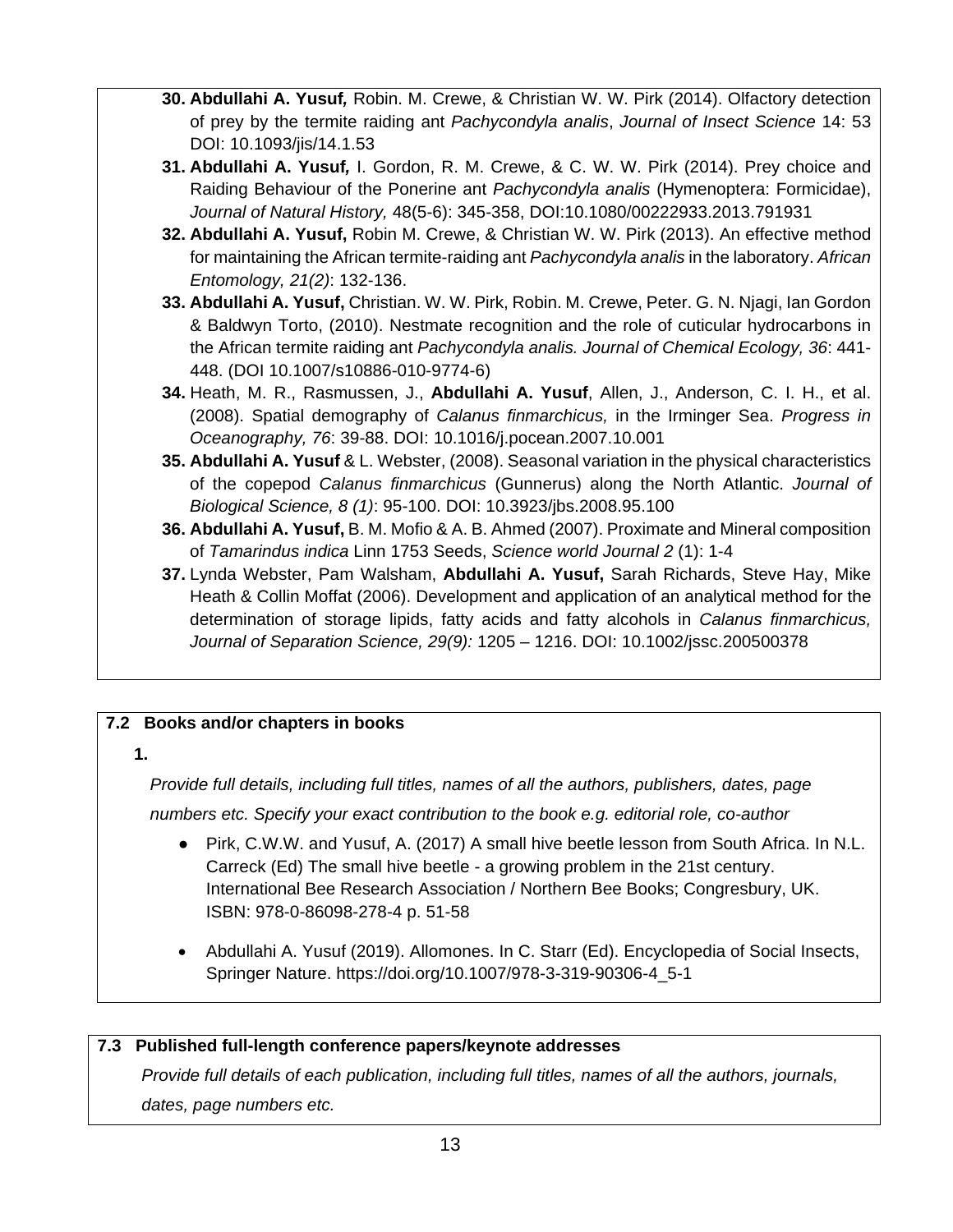30. **Abdullahi A. Yusuf,** Robin. M. Crewe, & Christian W. W. Pirk (2014). Olfactory detection of prey by the termite raiding ant *Pachycondyla analis*, *Journal of Insect Science* 14: 53 DOI: 10.1093/jis/14.1.53
31. **Abdullahi A. Yusuf,** I. Gordon, R. M. Crewe, & C. W. W. Pirk (2014). Prey choice and Raiding Behaviour of the Ponerine ant *Pachycondyla analis* (Hymenoptera: Formicidae), *Journal of Natural History,* 48(5-6): 345-358, DOI:10.1080/00222933.2013.791931
32. **Abdullahi A. Yusuf,** Robin M. Crewe, & Christian W. W. Pirk (2013). An effective method for maintaining the African termite-raiding ant *Pachycondyla analis* in the laboratory. *African Entomology, 21(2)*: 132-136.
33. **Abdullahi A. Yusuf,** Christian. W. W. Pirk, Robin. M. Crewe, Peter. G. N. Njagi, Ian Gordon & Baldwyn Torto, (2010). Nestmate recognition and the role of cuticular hydrocarbons in the African termite raiding ant *Pachycondyla analis. Journal of Chemical Ecology, 36*: 441-448. (DOI 10.1007/s10886-010-9774-6)
34. Heath, M. R., Rasmussen, J., **Abdullahi A. Yusuf**, Allen, J., Anderson, C. I. H., et al. (2008). Spatial demography of *Calanus finmarchicus,* in the Irminger Sea. *Progress in Oceanography, 76*: 39-88. DOI: 10.1016/j.pocean.2007.10.001
35. **Abdullahi A. Yusuf** & L. Webster, (2008). Seasonal variation in the physical characteristics of the copepod *Calanus finmarchicus* (Gunnerus) along the North Atlantic. *Journal of Biological Science, 8 (1)*: 95-100. DOI: 10.3923/jbs.2008.95.100
36. **Abdullahi A. Yusuf,** B. M. Mofio & A. B. Ahmed (2007). Proximate and Mineral composition of *Tamarindus indica* Linn 1753 Seeds, *Science world Journal 2* (1): 1-4
37. Lynda Webster, Pam Walsham, **Abdullahi A. Yusuf,** Sarah Richards, Steve Hay, Mike Heath & Collin Moffat (2006). Development and application of an analytical method for the determination of storage lipids, fatty acids and fatty alcohols in *Calanus finmarchicus, Journal of Separation Science, 29(9):* 1205 – 1216. DOI: 10.1002/jssc.200500378

**7.2 Books and/or chapters in books**

**1.**

*Provide full details, including full titles, names of all the authors, publishers, dates, page numbers etc. Specify your exact contribution to the book e.g. editorial role, co-author*

- Pirk, C.W.W. and Yusuf, A. (2017) A small hive beetle lesson from South Africa. In N.L. Carreck (Ed) The small hive beetle - a growing problem in the 21st century. International Bee Research Association / Northern Bee Books; Congresbury, UK. ISBN: 978-0-86098-278-4 p. 51-58
- Abdullahi A. Yusuf (2019). Allomones. In C. Starr (Ed). Encyclopedia of Social Insects, Springer Nature. https://doi.org/10.1007/978-3-319-90306-4_5-1

**7.3 Published full-length conference papers/keynote addresses**

*Provide full details of each publication, including full titles, names of all the authors, journals, dates, page numbers etc.*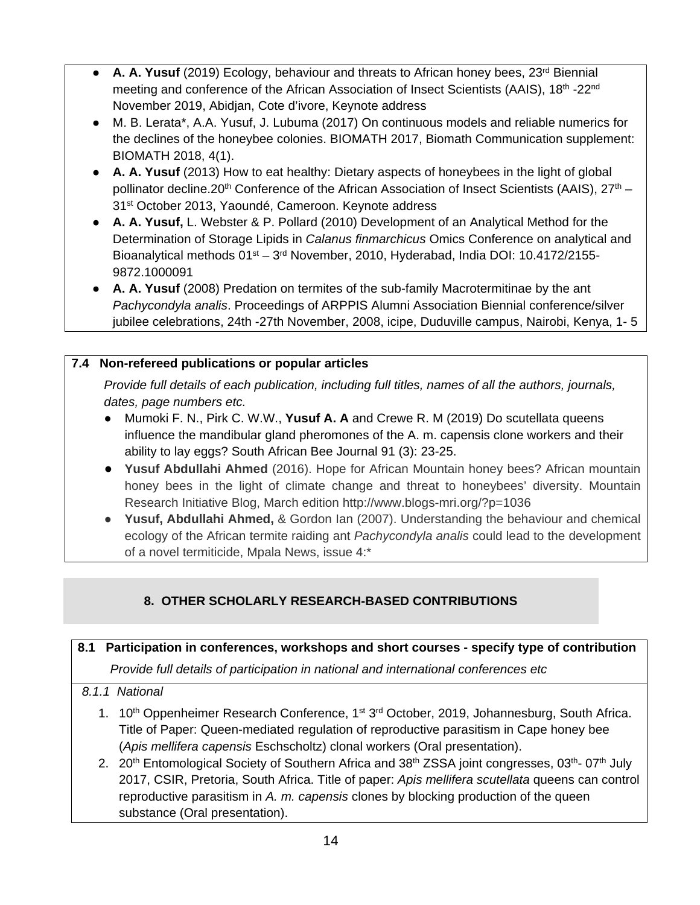- **A. A. Yusuf** (2019) Ecology, behaviour and threats to African honey bees, 23rd Biennial meeting and conference of the African Association of Insect Scientists (AAIS), 18th -22nd November 2019, Abidjan, Cote d'ivore, Keynote address
- M. B. Lerata*, A.A. Yusuf, J. Lubuma (2017) On continuous models and reliable numerics for the declines of the honeybee colonies. BIOMATH 2017, Biomath Communication supplement: BIOMATH 2018, 4(1).
- **A. A. Yusuf** (2013) How to eat healthy: Dietary aspects of honeybees in the light of global pollinator decline.20th Conference of the African Association of Insect Scientists (AAIS), 27th – 31st October 2013, Yaoundé, Cameroon. Keynote address
- **A. A. Yusuf,** L. Webster & P. Pollard (2010) Development of an Analytical Method for the Determination of Storage Lipids in *Calanus finmarchicus* Omics Conference on analytical and Bioanalytical methods 01st – 3rd November, 2010, Hyderabad, India DOI: 10.4172/2155-9872.1000091
- **A. A. Yusuf** (2008) Predation on termites of the sub-family Macrotermitinae by the ant *Pachycondyla analis*. Proceedings of ARPPIS Alumni Association Biennial conference/silver jubilee celebrations, 24th -27th November, 2008, icipe, Duduville campus, Nairobi, Kenya, 1- 5

**7.4 Non-refereed publications or popular articles**

*Provide full details of each publication, including full titles, names of all the authors, journals, dates, page numbers etc.*

- Mumoki F. N., Pirk C. W.W., **Yusuf A. A** and Crewe R. M (2019) Do scutellata queens influence the mandibular gland pheromones of the A. m. capensis clone workers and their ability to lay eggs? South African Bee Journal 91 (3): 23-25.
- **Yusuf Abdullahi Ahmed** (2016). Hope for African Mountain honey bees? African mountain honey bees in the light of climate change and threat to honeybees' diversity. Mountain Research Initiative Blog, March edition http://www.blogs-mri.org/?p=1036
- **Yusuf, Abdullahi Ahmed,** & Gordon Ian (2007). Understanding the behaviour and chemical ecology of the African termite raiding ant *Pachycondyla analis* could lead to the development of a novel termiticide, Mpala News, issue 4:*

## 8. OTHER SCHOLARLY RESEARCH-BASED CONTRIBUTIONS

**8.1 Participation in conferences, workshops and short courses - specify type of contribution**

*Provide full details of participation in national and international conferences etc*

*8.1.1 National*

1. 10th Oppenheimer Research Conference, 1st 3rd October, 2019, Johannesburg, South Africa. Title of Paper: Queen-mediated regulation of reproductive parasitism in Cape honey bee (*Apis mellifera capensis* Eschscholtz) clonal workers (Oral presentation).
2. 20th Entomological Society of Southern Africa and 38th ZSSA joint congresses, 03th- 07th July 2017, CSIR, Pretoria, South Africa. Title of paper: *Apis mellifera scutellata* queens can control reproductive parasitism in *A. m. capensis* clones by blocking production of the queen substance (Oral presentation).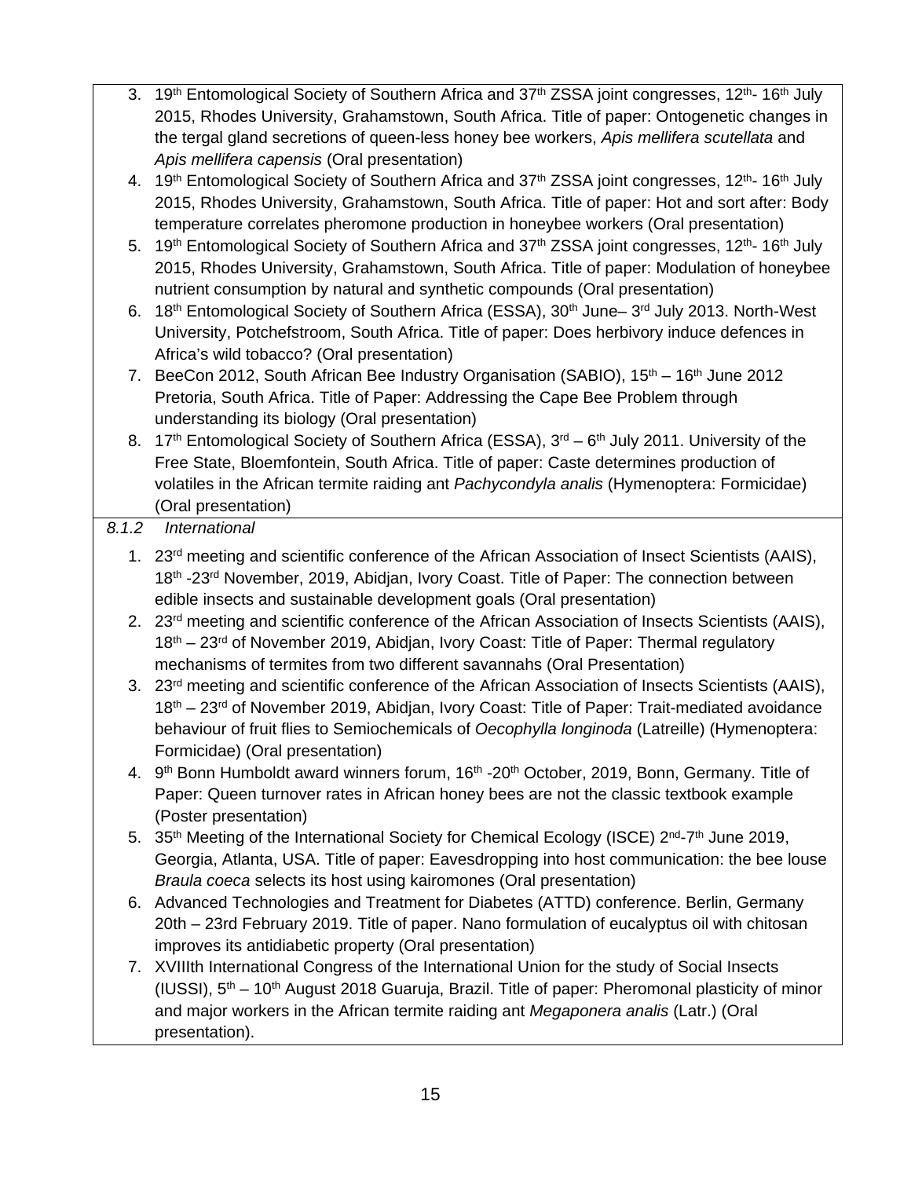3. 19th Entomological Society of Southern Africa and 37th ZSSA joint congresses, 12th- 16th July 2015, Rhodes University, Grahamstown, South Africa. Title of paper: Ontogenetic changes in the tergal gland secretions of queen-less honey bee workers, *Apis mellifera scutellata* and *Apis mellifera capensis* (Oral presentation)
4. 19th Entomological Society of Southern Africa and 37th ZSSA joint congresses, 12th- 16th July 2015, Rhodes University, Grahamstown, South Africa. Title of paper: Hot and sort after: Body temperature correlates pheromone production in honeybee workers (Oral presentation)
5. 19th Entomological Society of Southern Africa and 37th ZSSA joint congresses, 12th- 16th July 2015, Rhodes University, Grahamstown, South Africa. Title of paper: Modulation of honeybee nutrient consumption by natural and synthetic compounds (Oral presentation)
6. 18th Entomological Society of Southern Africa (ESSA), 30th June– 3rd July 2013. North-West University, Potchefstroom, South Africa. Title of paper: Does herbivory induce defences in Africa's wild tobacco? (Oral presentation)
7. BeeCon 2012, South African Bee Industry Organisation (SABIO), 15th – 16th June 2012 Pretoria, South Africa. Title of Paper: Addressing the Cape Bee Problem through understanding its biology (Oral presentation)
8. 17th Entomological Society of Southern Africa (ESSA), 3rd – 6th July 2011. University of the Free State, Bloemfontein, South Africa. Title of paper: Caste determines production of volatiles in the African termite raiding ant *Pachycondyla analis* (Hymenoptera: Formicidae) (Oral presentation)

*8.1.2 International*

1. 23rd meeting and scientific conference of the African Association of Insect Scientists (AAIS), 18th -23rd November, 2019, Abidjan, Ivory Coast. Title of Paper: The connection between edible insects and sustainable development goals (Oral presentation)
2. 23rd meeting and scientific conference of the African Association of Insects Scientists (AAIS), 18th – 23rd of November 2019, Abidjan, Ivory Coast: Title of Paper: Thermal regulatory mechanisms of termites from two different savannahs (Oral Presentation)
3. 23rd meeting and scientific conference of the African Association of Insects Scientists (AAIS), 18th – 23rd of November 2019, Abidjan, Ivory Coast: Title of Paper: Trait-mediated avoidance behaviour of fruit flies to Semiochemicals of *Oecophylla longinoda* (Latreille) (Hymenoptera: Formicidae) (Oral presentation)
4. 9th Bonn Humboldt award winners forum, 16th -20th October, 2019, Bonn, Germany. Title of Paper: Queen turnover rates in African honey bees are not the classic textbook example (Poster presentation)
5. 35th Meeting of the International Society for Chemical Ecology (ISCE) 2nd-7th June 2019, Georgia, Atlanta, USA. Title of paper: Eavesdropping into host communication: the bee louse *Braula coeca* selects its host using kairomones (Oral presentation)
6. Advanced Technologies and Treatment for Diabetes (ATTD) conference. Berlin, Germany 20th – 23rd February 2019. Title of paper. Nano formulation of eucalyptus oil with chitosan improves its antidiabetic property (Oral presentation)
7. XVIIIth International Congress of the International Union for the study of Social Insects (IUSSI), 5th – 10th August 2018 Guaruja, Brazil. Title of paper: Pheromonal plasticity of minor and major workers in the African termite raiding ant *Megaponera analis* (Latr.) (Oral presentation).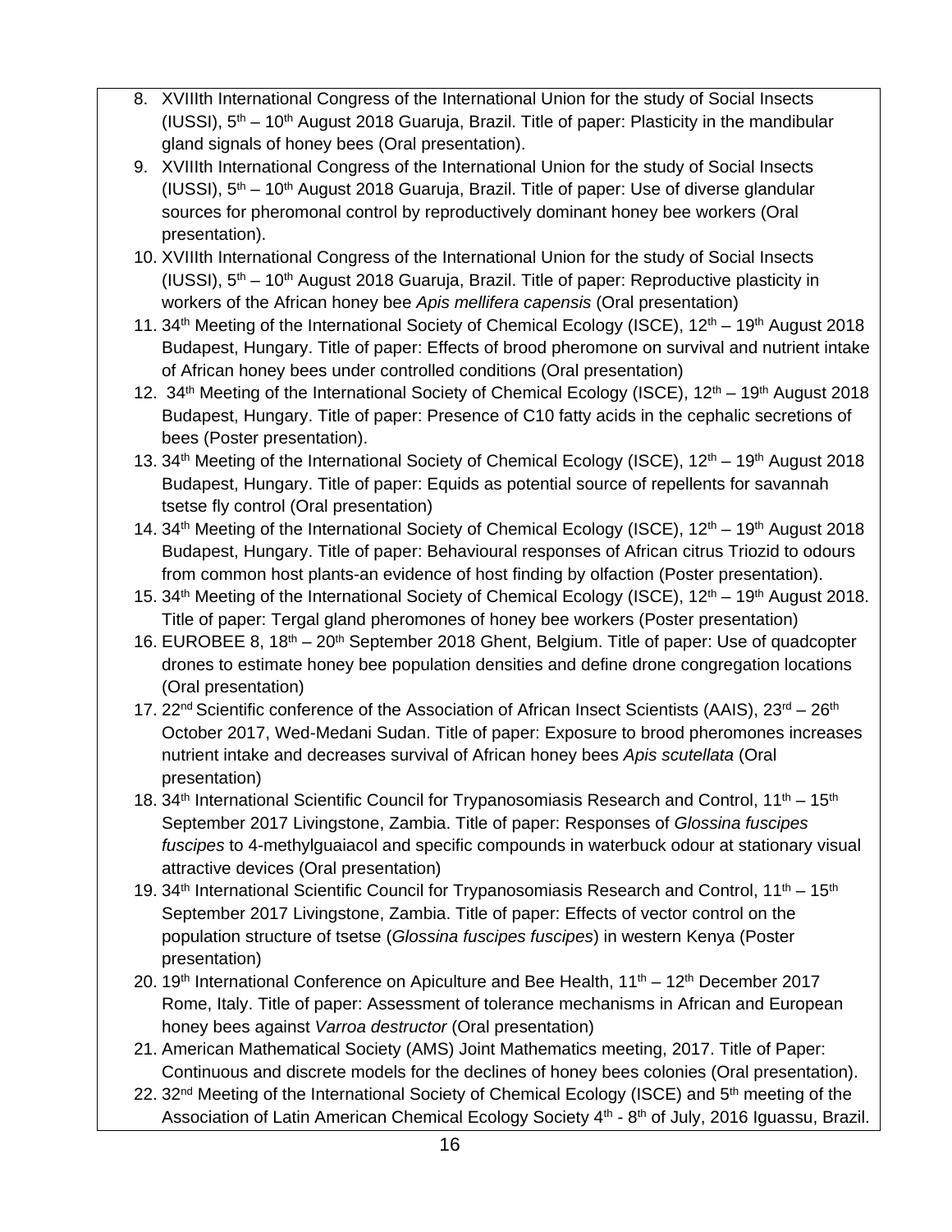8. XVIIIth International Congress of the International Union for the study of Social Insects (IUSSI), 5th – 10th August 2018 Guaruja, Brazil. Title of paper: Plasticity in the mandibular gland signals of honey bees (Oral presentation).
9. XVIIIth International Congress of the International Union for the study of Social Insects (IUSSI), 5th – 10th August 2018 Guaruja, Brazil. Title of paper: Use of diverse glandular sources for pheromonal control by reproductively dominant honey bee workers (Oral presentation).
10. XVIIIth International Congress of the International Union for the study of Social Insects (IUSSI), 5th – 10th August 2018 Guaruja, Brazil. Title of paper: Reproductive plasticity in workers of the African honey bee *Apis mellifera capensis* (Oral presentation)
11. 34th Meeting of the International Society of Chemical Ecology (ISCE), 12th – 19th August 2018 Budapest, Hungary. Title of paper: Effects of brood pheromone on survival and nutrient intake of African honey bees under controlled conditions (Oral presentation)
12. 34th Meeting of the International Society of Chemical Ecology (ISCE), 12th – 19th August 2018 Budapest, Hungary. Title of paper: Presence of C10 fatty acids in the cephalic secretions of bees (Poster presentation).
13. 34th Meeting of the International Society of Chemical Ecology (ISCE), 12th – 19th August 2018 Budapest, Hungary. Title of paper: Equids as potential source of repellents for savannah tsetse fly control (Oral presentation)
14. 34th Meeting of the International Society of Chemical Ecology (ISCE), 12th – 19th August 2018 Budapest, Hungary. Title of paper: Behavioural responses of African citrus Triozid to odours from common host plants-an evidence of host finding by olfaction (Poster presentation).
15. 34th Meeting of the International Society of Chemical Ecology (ISCE), 12th – 19th August 2018. Title of paper: Tergal gland pheromones of honey bee workers (Poster presentation)
16. EUROBEE 8, 18th – 20th September 2018 Ghent, Belgium. Title of paper: Use of quadcopter drones to estimate honey bee population densities and define drone congregation locations (Oral presentation)
17. 22nd Scientific conference of the Association of African Insect Scientists (AAIS), 23rd – 26th October 2017, Wed-Medani Sudan. Title of paper: Exposure to brood pheromones increases nutrient intake and decreases survival of African honey bees *Apis scutellata* (Oral presentation)
18. 34th International Scientific Council for Trypanosomiasis Research and Control, 11th – 15th September 2017 Livingstone, Zambia. Title of paper: Responses of *Glossina fuscipes fuscipes* to 4-methylguaiacol and specific compounds in waterbuck odour at stationary visual attractive devices (Oral presentation)
19. 34th International Scientific Council for Trypanosomiasis Research and Control, 11th – 15th September 2017 Livingstone, Zambia. Title of paper: Effects of vector control on the population structure of tsetse (*Glossina fuscipes fuscipes*) in western Kenya (Poster presentation)
20. 19th International Conference on Apiculture and Bee Health, 11th – 12th December 2017 Rome, Italy. Title of paper: Assessment of tolerance mechanisms in African and European honey bees against *Varroa destructor* (Oral presentation)
21. American Mathematical Society (AMS) Joint Mathematics meeting, 2017. Title of Paper: Continuous and discrete models for the declines of honey bees colonies (Oral presentation).
22. 32nd Meeting of the International Society of Chemical Ecology (ISCE) and 5th meeting of the Association of Latin American Chemical Ecology Society 4th - 8th of July, 2016 Iguassu, Brazil.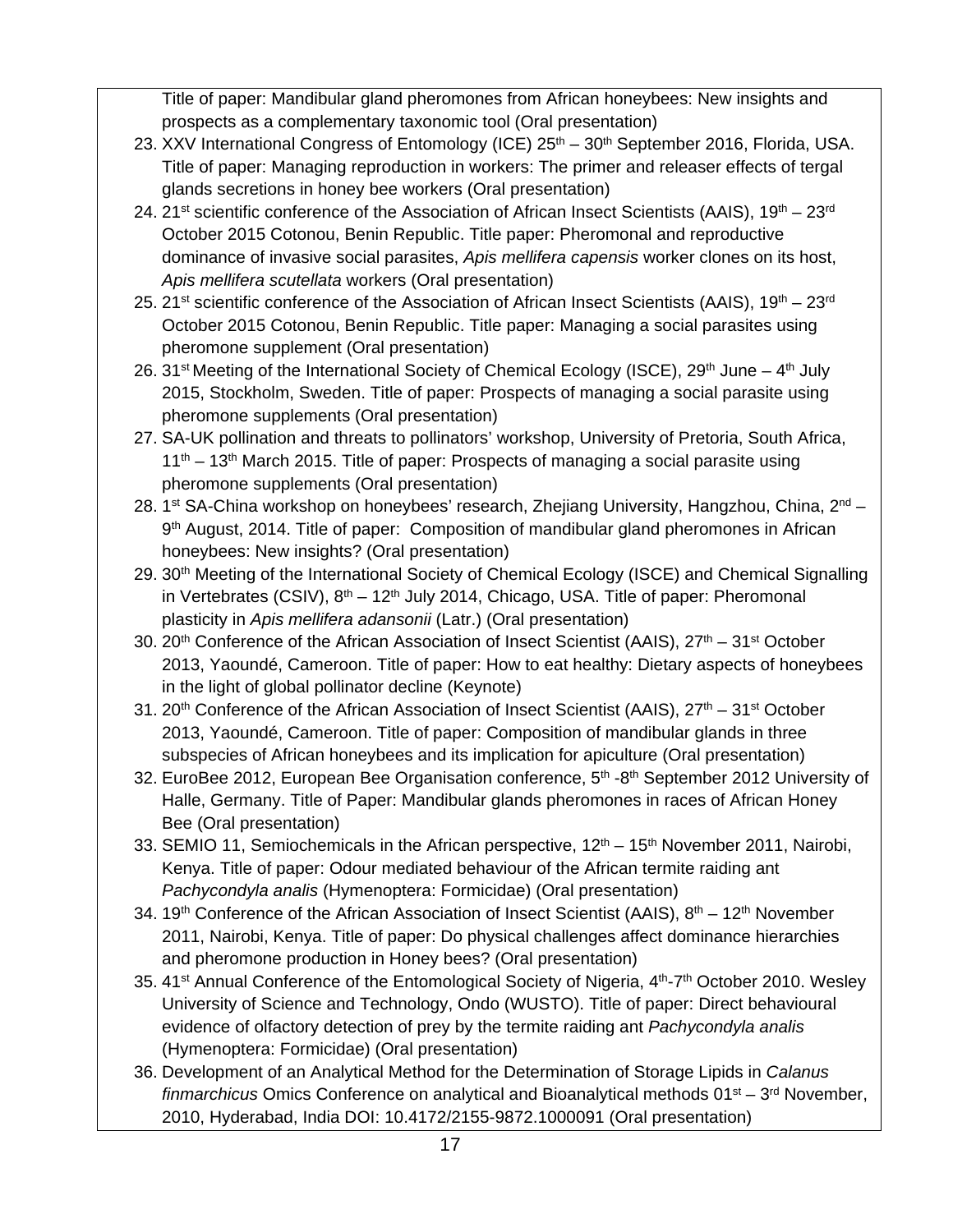Title of paper: Mandibular gland pheromones from African honeybees: New insights and prospects as a complementary taxonomic tool (Oral presentation)

23. XXV International Congress of Entomology (ICE) 25th – 30th September 2016, Florida, USA. Title of paper: Managing reproduction in workers: The primer and releaser effects of tergal glands secretions in honey bee workers (Oral presentation)
24. 21st scientific conference of the Association of African Insect Scientists (AAIS), 19th – 23rd October 2015 Cotonou, Benin Republic. Title paper: Pheromonal and reproductive dominance of invasive social parasites, *Apis mellifera capensis* worker clones on its host, *Apis mellifera scutellata* workers (Oral presentation)
25. 21st scientific conference of the Association of African Insect Scientists (AAIS), 19th – 23rd October 2015 Cotonou, Benin Republic. Title paper: Managing a social parasites using pheromone supplement (Oral presentation)
26. 31st Meeting of the International Society of Chemical Ecology (ISCE), 29th June – 4th July 2015, Stockholm, Sweden. Title of paper: Prospects of managing a social parasite using pheromone supplements (Oral presentation)
27. SA-UK pollination and threats to pollinators' workshop, University of Pretoria, South Africa, 11th – 13th March 2015. Title of paper: Prospects of managing a social parasite using pheromone supplements (Oral presentation)
28. 1st SA-China workshop on honeybees' research, Zhejiang University, Hangzhou, China, 2nd – 9th August, 2014. Title of paper: Composition of mandibular gland pheromones in African honeybees: New insights? (Oral presentation)
29. 30th Meeting of the International Society of Chemical Ecology (ISCE) and Chemical Signalling in Vertebrates (CSIV), 8th – 12th July 2014, Chicago, USA. Title of paper: Pheromonal plasticity in *Apis mellifera adansonii* (Latr.) (Oral presentation)
30. 20th Conference of the African Association of Insect Scientist (AAIS), 27th – 31st October 2013, Yaoundé, Cameroon. Title of paper: How to eat healthy: Dietary aspects of honeybees in the light of global pollinator decline (Keynote)
31. 20th Conference of the African Association of Insect Scientist (AAIS), 27th – 31st October 2013, Yaoundé, Cameroon. Title of paper: Composition of mandibular glands in three subspecies of African honeybees and its implication for apiculture (Oral presentation)
32. EuroBee 2012, European Bee Organisation conference, 5th -8th September 2012 University of Halle, Germany. Title of Paper: Mandibular glands pheromones in races of African Honey Bee (Oral presentation)
33. SEMIO 11, Semiochemicals in the African perspective, 12th – 15th November 2011, Nairobi, Kenya. Title of paper: Odour mediated behaviour of the African termite raiding ant *Pachycondyla analis* (Hymenoptera: Formicidae) (Oral presentation)
34. 19th Conference of the African Association of Insect Scientist (AAIS), 8th – 12th November 2011, Nairobi, Kenya. Title of paper: Do physical challenges affect dominance hierarchies and pheromone production in Honey bees? (Oral presentation)
35. 41st Annual Conference of the Entomological Society of Nigeria, 4th-7th October 2010. Wesley University of Science and Technology, Ondo (WUSTO). Title of paper: Direct behavioural evidence of olfactory detection of prey by the termite raiding ant *Pachycondyla analis* (Hymenoptera: Formicidae) (Oral presentation)
36. Development of an Analytical Method for the Determination of Storage Lipids in *Calanus finmarchicus* Omics Conference on analytical and Bioanalytical methods 01st – 3rd November, 2010, Hyderabad, India DOI: 10.4172/2155-9872.1000091 (Oral presentation)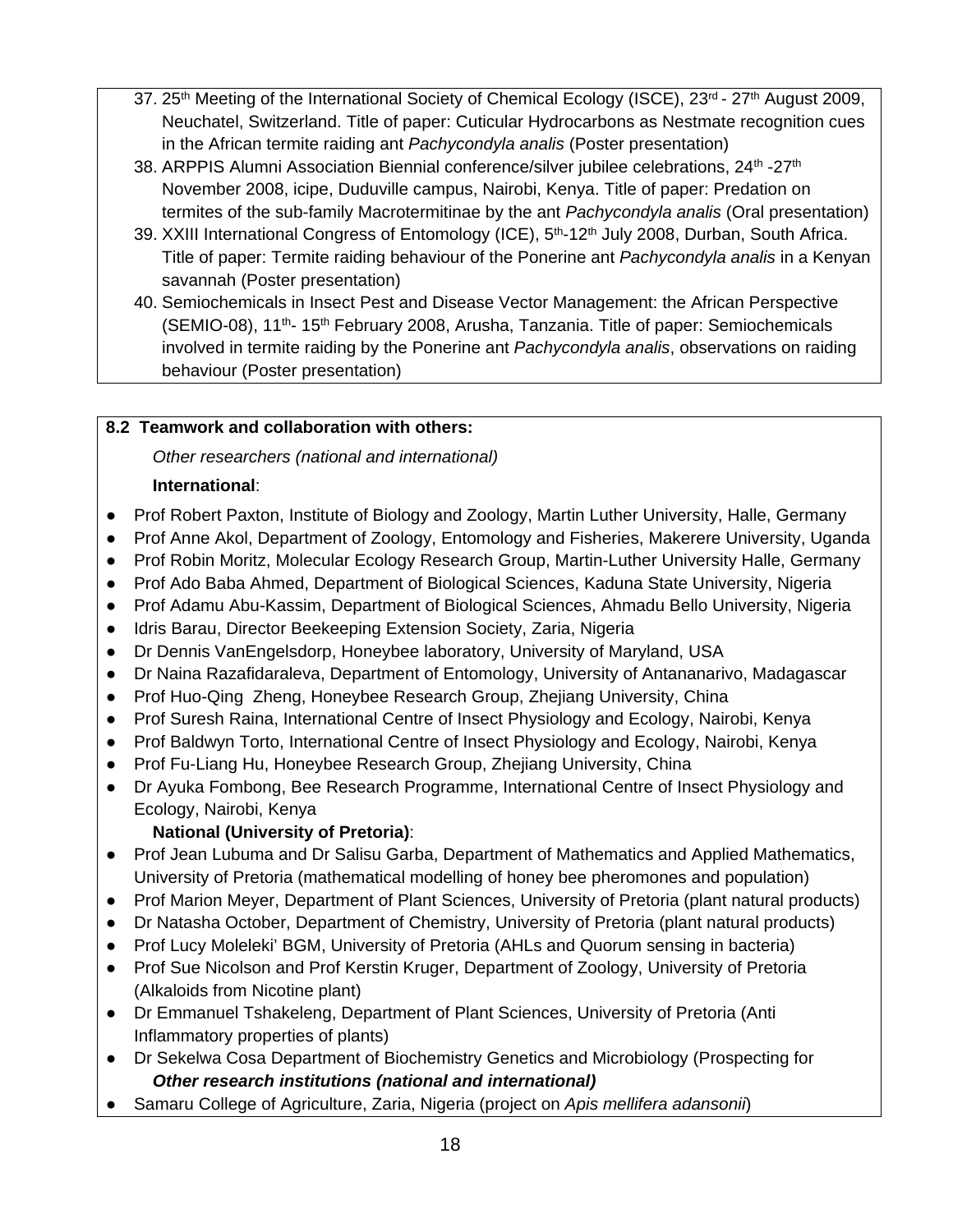37. 25th Meeting of the International Society of Chemical Ecology (ISCE), 23rd - 27th August 2009, Neuchatel, Switzerland. Title of paper: Cuticular Hydrocarbons as Nestmate recognition cues in the African termite raiding ant *Pachycondyla analis* (Poster presentation)
38. ARPPIS Alumni Association Biennial conference/silver jubilee celebrations, 24th -27th November 2008, icipe, Duduville campus, Nairobi, Kenya. Title of paper: Predation on termites of the sub-family Macrotermitinae by the ant *Pachycondyla analis* (Oral presentation)
39. XXIII International Congress of Entomology (ICE), 5th-12th July 2008, Durban, South Africa. Title of paper: Termite raiding behaviour of the Ponerine ant *Pachycondyla analis* in a Kenyan savannah (Poster presentation)
40. Semiochemicals in Insect Pest and Disease Vector Management: the African Perspective (SEMIO-08), 11th- 15th February 2008, Arusha, Tanzania. Title of paper: Semiochemicals involved in termite raiding by the Ponerine ant *Pachycondyla analis*, observations on raiding behaviour (Poster presentation)

**8.2 Teamwork and collaboration with others:**

*Other researchers (national and international)*

**International**:

- Prof Robert Paxton, Institute of Biology and Zoology, Martin Luther University, Halle, Germany
- Prof Anne Akol, Department of Zoology, Entomology and Fisheries, Makerere University, Uganda
- Prof Robin Moritz, Molecular Ecology Research Group, Martin-Luther University Halle, Germany
- Prof Ado Baba Ahmed, Department of Biological Sciences, Kaduna State University, Nigeria
- Prof Adamu Abu-Kassim, Department of Biological Sciences, Ahmadu Bello University, Nigeria
- Idris Barau, Director Beekeeping Extension Society, Zaria, Nigeria
- Dr Dennis VanEngelsdorp, Honeybee laboratory, University of Maryland, USA
- Dr Naina Razafidaraleva, Department of Entomology, University of Antananarivo, Madagascar
- Prof Huo-Qing Zheng, Honeybee Research Group, Zhejiang University, China
- Prof Suresh Raina, International Centre of Insect Physiology and Ecology, Nairobi, Kenya
- Prof Baldwyn Torto, International Centre of Insect Physiology and Ecology, Nairobi, Kenya
- Prof Fu-Liang Hu, Honeybee Research Group, Zhejiang University, China
- Dr Ayuka Fombong, Bee Research Programme, International Centre of Insect Physiology and Ecology, Nairobi, Kenya

**National (University of Pretoria)**:

- Prof Jean Lubuma and Dr Salisu Garba, Department of Mathematics and Applied Mathematics, University of Pretoria (mathematical modelling of honey bee pheromones and population)
- Prof Marion Meyer, Department of Plant Sciences, University of Pretoria (plant natural products)
- Dr Natasha October, Department of Chemistry, University of Pretoria (plant natural products)
- Prof Lucy Moleleki' BGM, University of Pretoria (AHLs and Quorum sensing in bacteria)
- Prof Sue Nicolson and Prof Kerstin Kruger, Department of Zoology, University of Pretoria (Alkaloids from Nicotine plant)
- Dr Emmanuel Tshakeleng, Department of Plant Sciences, University of Pretoria (Anti Inflammatory properties of plants)
- Dr Sekelwa Cosa Department of Biochemistry Genetics and Microbiology (Prospecting for

***Other research institutions (national and international)***

- Samaru College of Agriculture, Zaria, Nigeria (project on *Apis mellifera adansonii*)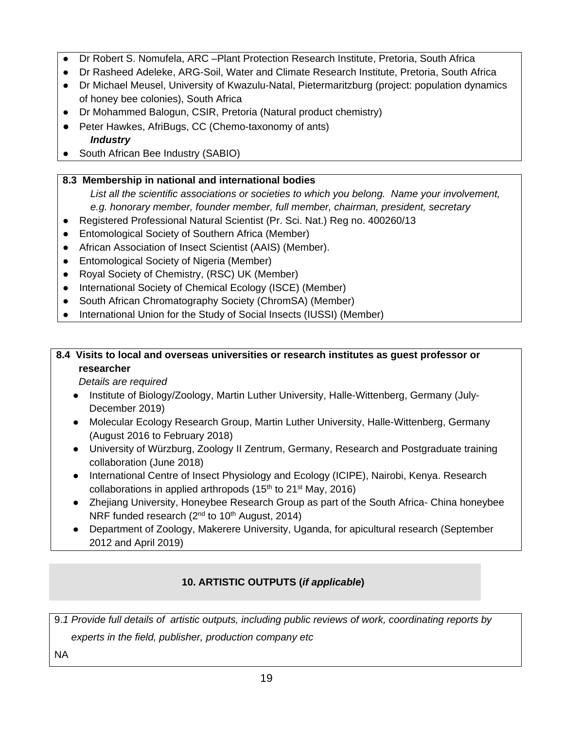- Dr Robert S. Nomufela, ARC –Plant Protection Research Institute, Pretoria, South Africa
- Dr Rasheed Adeleke, ARG-Soil, Water and Climate Research Institute, Pretoria, South Africa
- Dr Michael Meusel, University of Kwazulu-Natal, Pietermaritzburg (project: population dynamics of honey bee colonies), South Africa
- Dr Mohammed Balogun, CSIR, Pretoria (Natural product chemistry)
- Peter Hawkes, AfriBugs, CC (Chemo-taxonomy of ants)

***Industry***

- South African Bee Industry (SABIO)

**8.3 Membership in national and international bodies**

*List all the scientific associations or societies to which you belong. Name your involvement, e.g. honorary member, founder member, full member, chairman, president, secretary*

- Registered Professional Natural Scientist (Pr. Sci. Nat.) Reg no. 400260/13
- Entomological Society of Southern Africa (Member)
- African Association of Insect Scientist (AAIS) (Member).
- Entomological Society of Nigeria (Member)
- Royal Society of Chemistry, (RSC) UK (Member)
- International Society of Chemical Ecology (ISCE) (Member)
- South African Chromatography Society (ChromSA) (Member)
- International Union for the Study of Social Insects (IUSSI) (Member)

**8.4 Visits to local and overseas universities or research institutes as guest professor or researcher**

*Details are required*

- Institute of Biology/Zoology, Martin Luther University, Halle-Wittenberg, Germany (July-December 2019)
- Molecular Ecology Research Group, Martin Luther University, Halle-Wittenberg, Germany (August 2016 to February 2018)
- University of Würzburg, Zoology II Zentrum, Germany, Research and Postgraduate training collaboration (June 2018)
- International Centre of Insect Physiology and Ecology (ICIPE), Nairobi, Kenya. Research collaborations in applied arthropods (15th to 21st May, 2016)
- Zhejiang University, Honeybee Research Group as part of the South Africa- China honeybee NRF funded research (2nd to 10th August, 2014)
- Department of Zoology, Makerere University, Uganda, for apicultural research (September 2012 and April 2019)

## 10. ARTISTIC OUTPUTS (*if applicable*)

9.*1 Provide full details of artistic outputs, including public reviews of work, coordinating reports by experts in the field, publisher, production company etc*

NA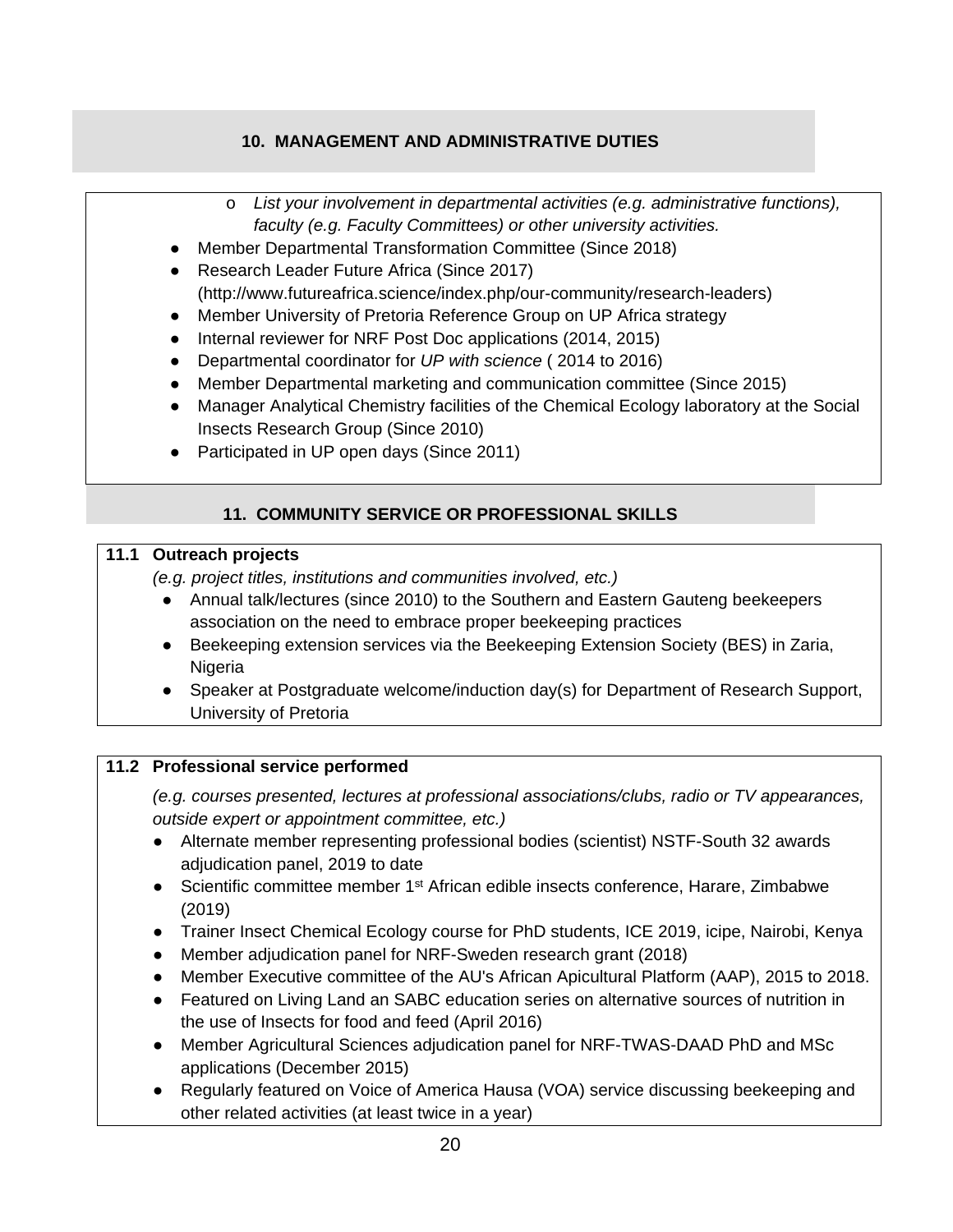## 10. MANAGEMENT AND ADMINISTRATIVE DUTIES

- *List your involvement in departmental activities (e.g. administrative functions), faculty (e.g. Faculty Committees) or other university activities.*
- Member Departmental Transformation Committee (Since 2018)
- Research Leader Future Africa (Since 2017) (http://www.futureafrica.science/index.php/our-community/research-leaders)
- Member University of Pretoria Reference Group on UP Africa strategy
- Internal reviewer for NRF Post Doc applications (2014, 2015)
- Departmental coordinator for *UP with science* ( 2014 to 2016)
- Member Departmental marketing and communication committee (Since 2015)
- Manager Analytical Chemistry facilities of the Chemical Ecology laboratory at the Social Insects Research Group (Since 2010)
- Participated in UP open days (Since 2011)

## 11. COMMUNITY SERVICE OR PROFESSIONAL SKILLS

### 11.1 Outreach projects

*(e.g. project titles, institutions and communities involved, etc.)*

- Annual talk/lectures (since 2010) to the Southern and Eastern Gauteng beekeepers association on the need to embrace proper beekeeping practices
- Beekeeping extension services via the Beekeeping Extension Society (BES) in Zaria, Nigeria
- Speaker at Postgraduate welcome/induction day(s) for Department of Research Support, University of Pretoria

### 11.2 Professional service performed

*(e.g. courses presented, lectures at professional associations/clubs, radio or TV appearances, outside expert or appointment committee, etc.)*

- Alternate member representing professional bodies (scientist) NSTF-South 32 awards adjudication panel, 2019 to date
- Scientific committee member 1st African edible insects conference, Harare, Zimbabwe (2019)
- Trainer Insect Chemical Ecology course for PhD students, ICE 2019, icipe, Nairobi, Kenya
- Member adjudication panel for NRF-Sweden research grant (2018)
- Member Executive committee of the AU's African Apicultural Platform (AAP), 2015 to 2018.
- Featured on Living Land an SABC education series on alternative sources of nutrition in the use of Insects for food and feed (April 2016)
- Member Agricultural Sciences adjudication panel for NRF-TWAS-DAAD PhD and MSc applications (December 2015)
- Regularly featured on Voice of America Hausa (VOA) service discussing beekeeping and other related activities (at least twice in a year)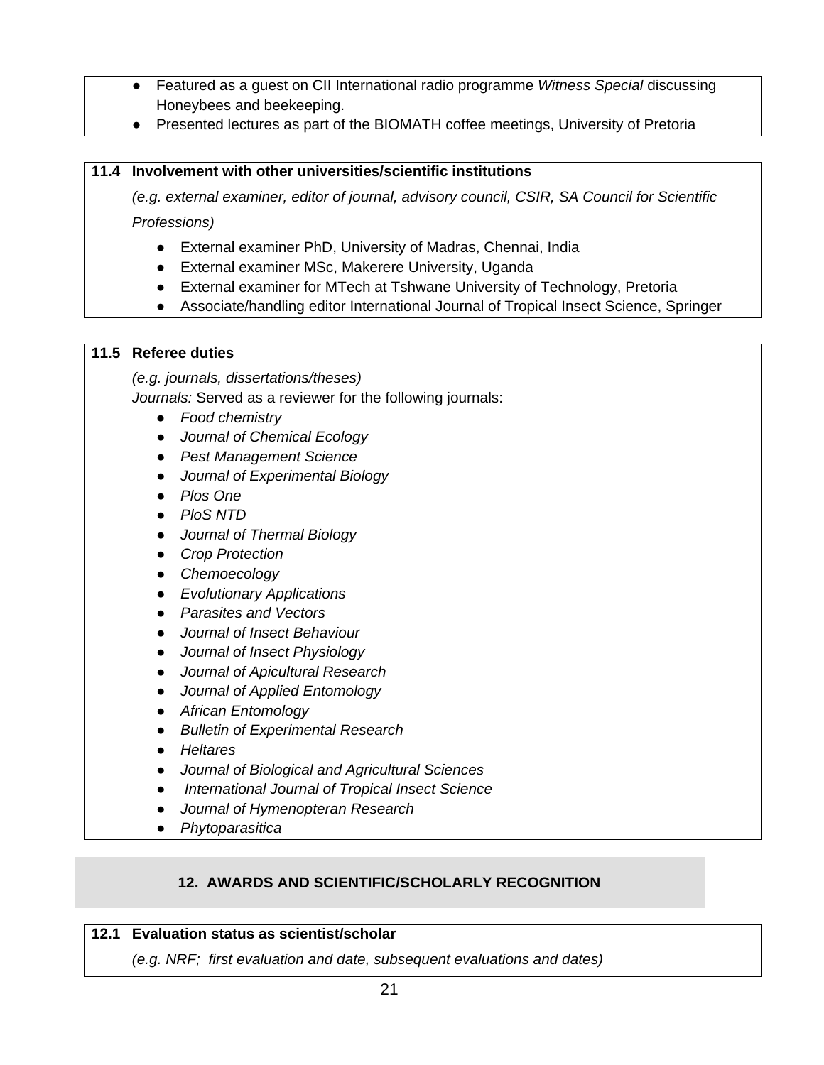- Featured as a guest on CII International radio programme *Witness Special* discussing Honeybees and beekeeping.
- Presented lectures as part of the BIOMATH coffee meetings, University of Pretoria

**11.4 Involvement with other universities/scientific institutions**

*(e.g. external examiner, editor of journal, advisory council, CSIR, SA Council for Scientific Professions)*

- External examiner PhD, University of Madras, Chennai, India
- External examiner MSc, Makerere University, Uganda
- External examiner for MTech at Tshwane University of Technology, Pretoria
- Associate/handling editor International Journal of Tropical Insect Science, Springer

**11.5 Referee duties**

*(e.g. journals, dissertations/theses)*

*Journals:* Served as a reviewer for the following journals:

- *Food chemistry*
- *Journal of Chemical Ecology*
- *Pest Management Science*
- *Journal of Experimental Biology*
- *Plos One*
- *PloS NTD*
- *Journal of Thermal Biology*
- *Crop Protection*
- *Chemoecology*
- *Evolutionary Applications*
- *Parasites and Vectors*
- *Journal of Insect Behaviour*
- *Journal of Insect Physiology*
- *Journal of Apicultural Research*
- *Journal of Applied Entomology*
- *African Entomology*
- *Bulletin of Experimental Research*
- *Heltares*
- *Journal of Biological and Agricultural Sciences*
- *International Journal of Tropical Insect Science*
- *Journal of Hymenopteran Research*
- *Phytoparasitica*

## 12. AWARDS AND SCIENTIFIC/SCHOLARLY RECOGNITION

**12.1 Evaluation status as scientist/scholar**

*(e.g. NRF; first evaluation and date, subsequent evaluations and dates)*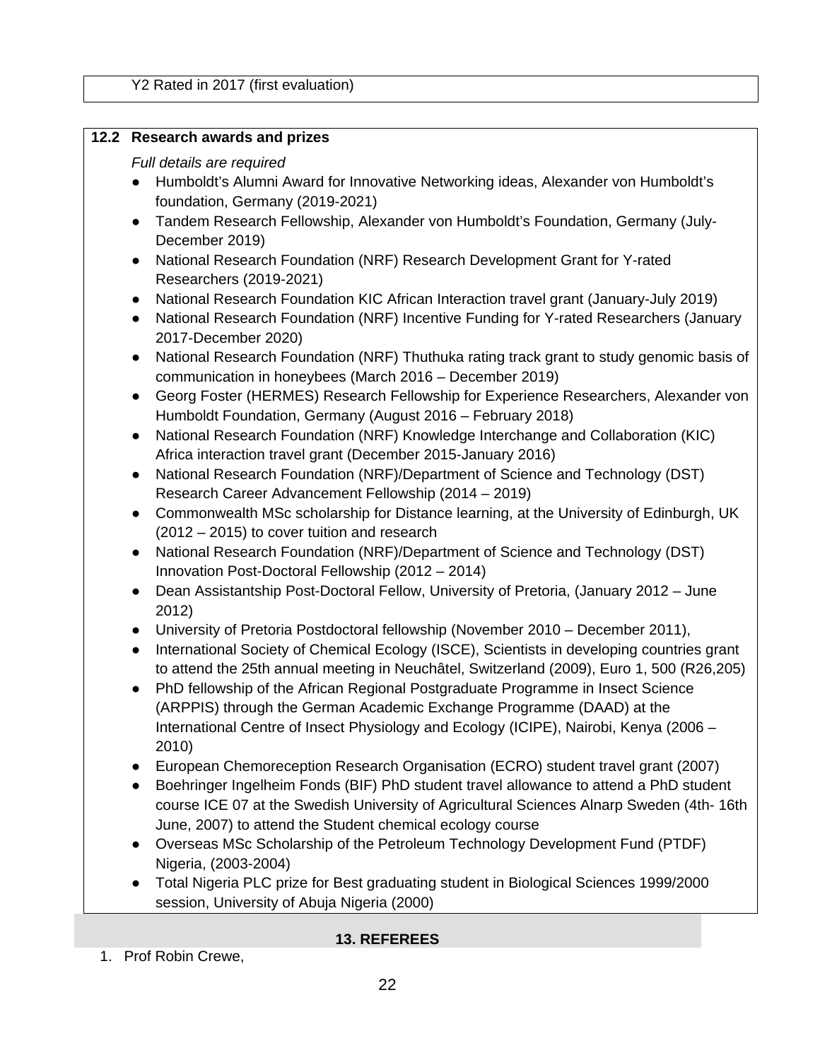Y2 Rated in 2017 (first evaluation)

**12.2 Research awards and prizes**

*Full details are required*

- Humboldt's Alumni Award for Innovative Networking ideas, Alexander von Humboldt's foundation, Germany (2019-2021)
- Tandem Research Fellowship, Alexander von Humboldt's Foundation, Germany (July-December 2019)
- National Research Foundation (NRF) Research Development Grant for Y-rated Researchers (2019-2021)
- National Research Foundation KIC African Interaction travel grant (January-July 2019)
- National Research Foundation (NRF) Incentive Funding for Y-rated Researchers (January 2017-December 2020)
- National Research Foundation (NRF) Thuthuka rating track grant to study genomic basis of communication in honeybees (March 2016 – December 2019)
- Georg Foster (HERMES) Research Fellowship for Experience Researchers, Alexander von Humboldt Foundation, Germany (August 2016 – February 2018)
- National Research Foundation (NRF) Knowledge Interchange and Collaboration (KIC) Africa interaction travel grant (December 2015-January 2016)
- National Research Foundation (NRF)/Department of Science and Technology (DST) Research Career Advancement Fellowship (2014 – 2019)
- Commonwealth MSc scholarship for Distance learning, at the University of Edinburgh, UK (2012 – 2015) to cover tuition and research
- National Research Foundation (NRF)/Department of Science and Technology (DST) Innovation Post-Doctoral Fellowship (2012 – 2014)
- Dean Assistantship Post-Doctoral Fellow, University of Pretoria, (January 2012 – June 2012)
- University of Pretoria Postdoctoral fellowship (November 2010 – December 2011),
- International Society of Chemical Ecology (ISCE), Scientists in developing countries grant to attend the 25th annual meeting in Neuchâtel, Switzerland (2009), Euro 1, 500 (R26,205)
- PhD fellowship of the African Regional Postgraduate Programme in Insect Science (ARPPIS) through the German Academic Exchange Programme (DAAD) at the International Centre of Insect Physiology and Ecology (ICIPE), Nairobi, Kenya (2006 – 2010)
- European Chemoreception Research Organisation (ECRO) student travel grant (2007)
- Boehringer Ingelheim Fonds (BIF) PhD student travel allowance to attend a PhD student course ICE 07 at the Swedish University of Agricultural Sciences Alnarp Sweden (4th- 16th June, 2007) to attend the Student chemical ecology course
- Overseas MSc Scholarship of the Petroleum Technology Development Fund (PTDF) Nigeria, (2003-2004)
- Total Nigeria PLC prize for Best graduating student in Biological Sciences 1999/2000 session, University of Abuja Nigeria (2000)

## 13. REFEREES

1. Prof Robin Crewe,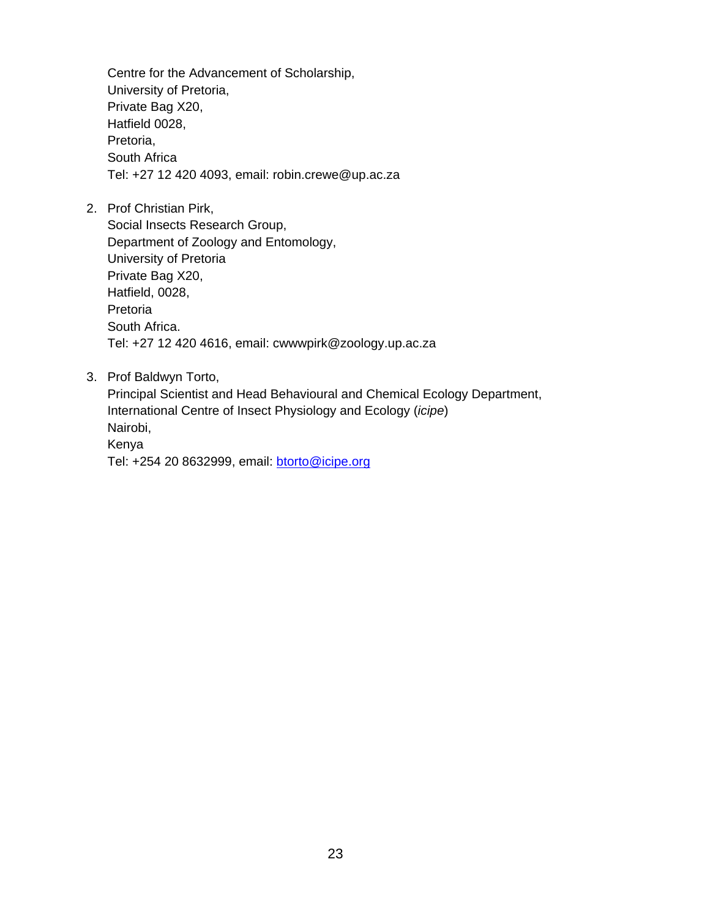Centre for the Advancement of Scholarship,
University of Pretoria,
Private Bag X20,
Hatfield 0028,
Pretoria,
South Africa
Tel: +27 12 420 4093, email: robin.crewe@up.ac.za

2. Prof Christian Pirk,
   Social Insects Research Group,
   Department of Zoology and Entomology,
   University of Pretoria
   Private Bag X20,
   Hatfield, 0028,
   Pretoria
   South Africa.
   Tel: +27 12 420 4616, email: cwwwpirk@zoology.up.ac.za

3. Prof Baldwyn Torto,
   Principal Scientist and Head Behavioural and Chemical Ecology Department,
   International Centre of Insect Physiology and Ecology (*icipe*)
   Nairobi,
   Kenya
   Tel: +254 20 8632999, email: btorto@icipe.org